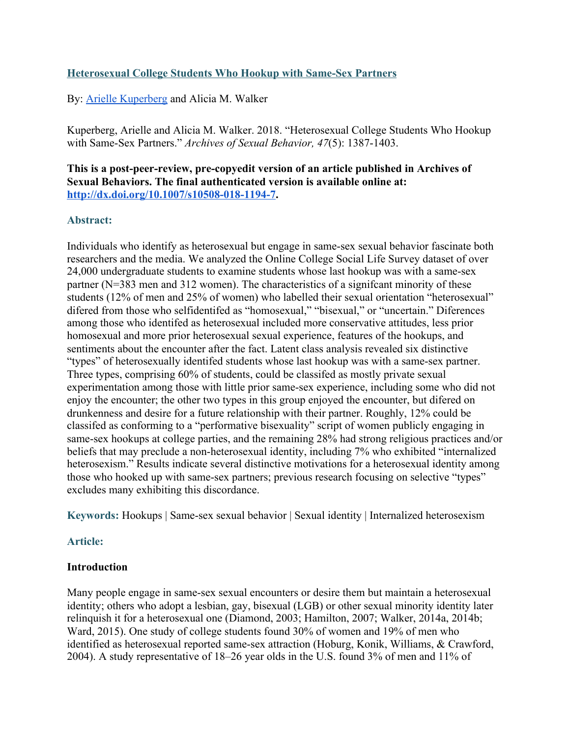## [Heterosexual College Students Who Hookup with Same-Sex Partners](#)

By: [Arielle Kuperberg](#) and Alicia M. Walker

Kuperberg, Arielle and Alicia M. Walker. 2018. "Heterosexual College Students Who Hookup with Same-Sex Partners." *Archives of Sexual Behavior, 47*(5): 1387-1403.

**This is a post-peer-review, pre-copyedit version of an article published in Archives of Sexual Behaviors. The final authenticated version is available online at: [http://dx.doi.org/10.1007/s10508-018-1194-7](http://dx.doi.org/10.1007/s10508-018-1194-7).**

### Abstract:

Individuals who identify as heterosexual but engage in same-sex sexual behavior fascinate both researchers and the media. We analyzed the Online College Social Life Survey dataset of over 24,000 undergraduate students to examine students whose last hookup was with a same-sex partner (N=383 men and 312 women). The characteristics of a signifcant minority of these students (12% of men and 25% of women) who labelled their sexual orientation "heterosexual" difered from those who selfidentifed as "homosexual," "bisexual," or "uncertain." Diferences among those who identifed as heterosexual included more conservative attitudes, less prior homosexual and more prior heterosexual sexual experience, features of the hookups, and sentiments about the encounter after the fact. Latent class analysis revealed six distinctive "types" of heterosexually identifed students whose last hookup was with a same-sex partner. Three types, comprising 60% of students, could be classifed as mostly private sexual experimentation among those with little prior same-sex experience, including some who did not enjoy the encounter; the other two types in this group enjoyed the encounter, but difered on drunkenness and desire for a future relationship with their partner. Roughly, 12% could be classifed as conforming to a "performative bisexuality" script of women publicly engaging in same-sex hookups at college parties, and the remaining 28% had strong religious practices and/or beliefs that may preclude a non-heterosexual identity, including 7% who exhibited "internalized heterosexism." Results indicate several distinctive motivations for a heterosexual identity among those who hooked up with same-sex partners; previous research focusing on selective "types" excludes many exhibiting this discordance.

**Keywords:** Hookups | Same-sex sexual behavior | Sexual identity | Internalized heterosexism

### Article:

#### Introduction

Many people engage in same-sex sexual encounters or desire them but maintain a heterosexual identity; others who adopt a lesbian, gay, bisexual (LGB) or other sexual minority identity later relinquish it for a heterosexual one (Diamond, 2003; Hamilton, 2007; Walker, 2014a, 2014b; Ward, 2015). One study of college students found 30% of women and 19% of men who identified as heterosexual reported same-sex attraction (Hoburg, Konik, Williams, & Crawford, 2004). A study representative of 18–26 year olds in the U.S. found 3% of men and 11% of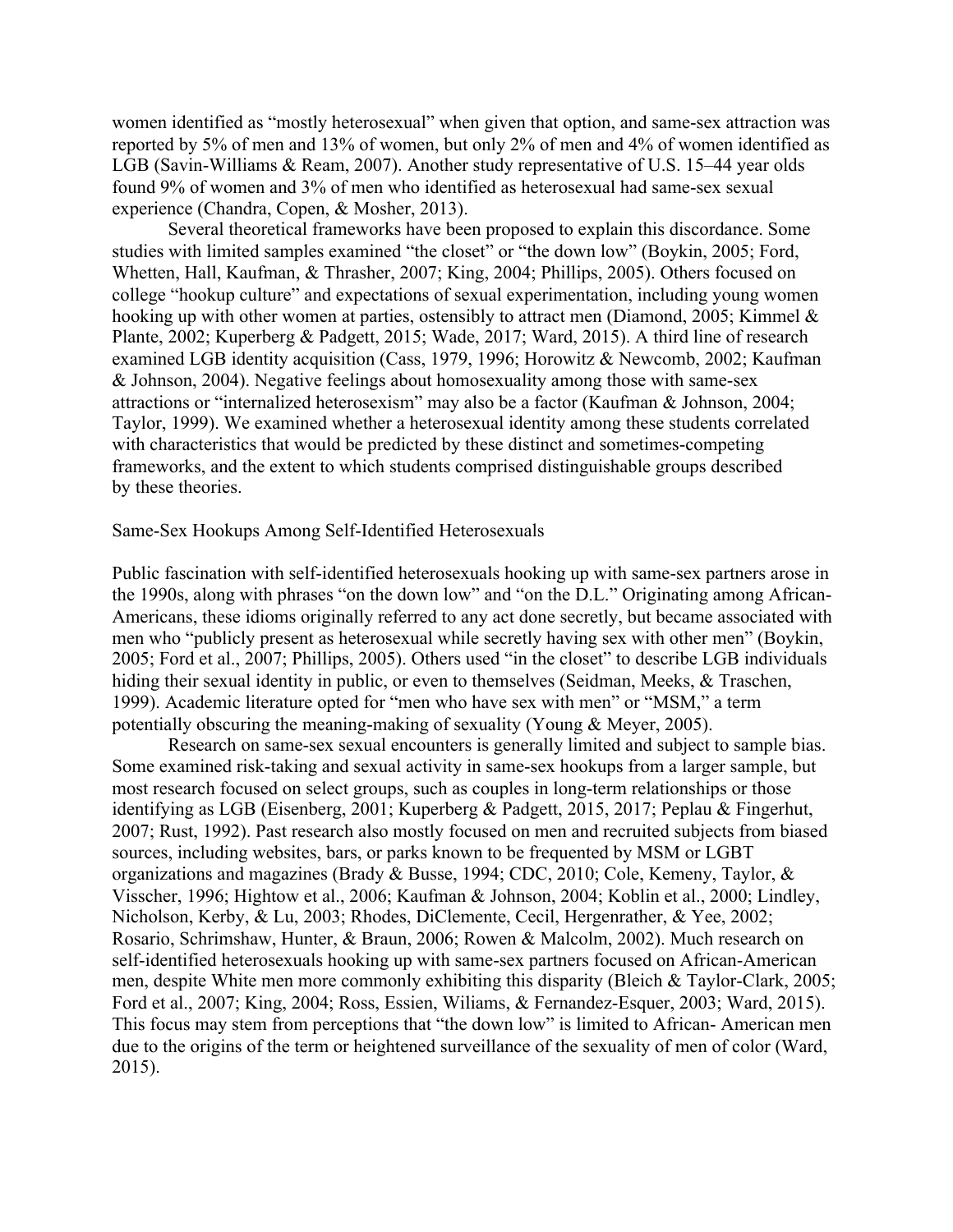women identified as "mostly heterosexual" when given that option, and same-sex attraction was reported by 5% of men and 13% of women, but only 2% of men and 4% of women identified as LGB (Savin-Williams & Ream, 2007). Another study representative of U.S. 15–44 year olds found 9% of women and 3% of men who identified as heterosexual had same-sex sexual experience (Chandra, Copen, & Mosher, 2013).

Several theoretical frameworks have been proposed to explain this discordance. Some studies with limited samples examined "the closet" or "the down low" (Boykin, 2005; Ford, Whetten, Hall, Kaufman, & Thrasher, 2007; King, 2004; Phillips, 2005). Others focused on college "hookup culture" and expectations of sexual experimentation, including young women hooking up with other women at parties, ostensibly to attract men (Diamond, 2005; Kimmel & Plante, 2002; Kuperberg & Padgett, 2015; Wade, 2017; Ward, 2015). A third line of research examined LGB identity acquisition (Cass, 1979, 1996; Horowitz & Newcomb, 2002; Kaufman & Johnson, 2004). Negative feelings about homosexuality among those with same-sex attractions or "internalized heterosexism" may also be a factor (Kaufman & Johnson, 2004; Taylor, 1999). We examined whether a heterosexual identity among these students correlated with characteristics that would be predicted by these distinct and sometimes-competing frameworks, and the extent to which students comprised distinguishable groups described by these theories.

## Same-Sex Hookups Among Self-Identified Heterosexuals

Public fascination with self-identified heterosexuals hooking up with same-sex partners arose in the 1990s, along with phrases "on the down low" and "on the D.L." Originating among African-Americans, these idioms originally referred to any act done secretly, but became associated with men who "publicly present as heterosexual while secretly having sex with other men" (Boykin, 2005; Ford et al., 2007; Phillips, 2005). Others used "in the closet" to describe LGB individuals hiding their sexual identity in public, or even to themselves (Seidman, Meeks, & Traschen, 1999). Academic literature opted for "men who have sex with men" or "MSM," a term potentially obscuring the meaning-making of sexuality (Young & Meyer, 2005).

Research on same-sex sexual encounters is generally limited and subject to sample bias. Some examined risk-taking and sexual activity in same-sex hookups from a larger sample, but most research focused on select groups, such as couples in long-term relationships or those identifying as LGB (Eisenberg, 2001; Kuperberg & Padgett, 2015, 2017; Peplau & Fingerhut, 2007; Rust, 1992). Past research also mostly focused on men and recruited subjects from biased sources, including websites, bars, or parks known to be frequented by MSM or LGBT organizations and magazines (Brady & Busse, 1994; CDC, 2010; Cole, Kemeny, Taylor, & Visscher, 1996; Hightow et al., 2006; Kaufman & Johnson, 2004; Koblin et al., 2000; Lindley, Nicholson, Kerby, & Lu, 2003; Rhodes, DiClemente, Cecil, Hergenrather, & Yee, 2002; Rosario, Schrimshaw, Hunter, & Braun, 2006; Rowen & Malcolm, 2002). Much research on self-identified heterosexuals hooking up with same-sex partners focused on African-American men, despite White men more commonly exhibiting this disparity (Bleich & Taylor-Clark, 2005; Ford et al., 2007; King, 2004; Ross, Essien, Wiliams, & Fernandez-Esquer, 2003; Ward, 2015). This focus may stem from perceptions that "the down low" is limited to African- American men due to the origins of the term or heightened surveillance of the sexuality of men of color (Ward, 2015).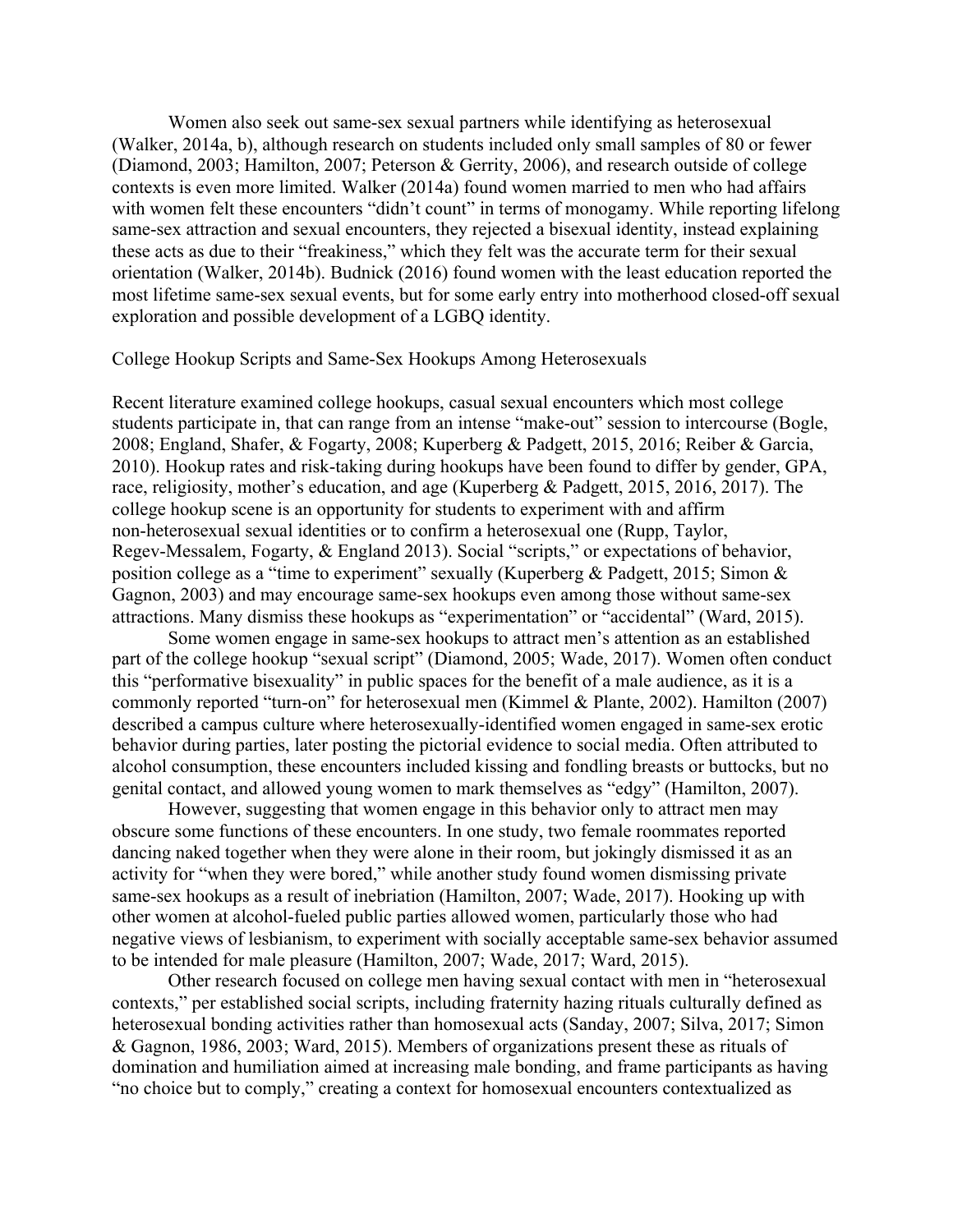Women also seek out same-sex sexual partners while identifying as heterosexual (Walker, 2014a, b), although research on students included only small samples of 80 or fewer (Diamond, 2003; Hamilton, 2007; Peterson & Gerrity, 2006), and research outside of college contexts is even more limited. Walker (2014a) found women married to men who had affairs with women felt these encounters "didn't count" in terms of monogamy. While reporting lifelong same-sex attraction and sexual encounters, they rejected a bisexual identity, instead explaining these acts as due to their "freakiness," which they felt was the accurate term for their sexual orientation (Walker, 2014b). Budnick (2016) found women with the least education reported the most lifetime same-sex sexual events, but for some early entry into motherhood closed-off sexual exploration and possible development of a LGBQ identity.

## College Hookup Scripts and Same-Sex Hookups Among Heterosexuals

Recent literature examined college hookups, casual sexual encounters which most college students participate in, that can range from an intense "make-out" session to intercourse (Bogle, 2008; England, Shafer, & Fogarty, 2008; Kuperberg & Padgett, 2015, 2016; Reiber & Garcia, 2010). Hookup rates and risk-taking during hookups have been found to differ by gender, GPA, race, religiosity, mother's education, and age (Kuperberg & Padgett, 2015, 2016, 2017). The college hookup scene is an opportunity for students to experiment with and affirm non-heterosexual sexual identities or to confirm a heterosexual one (Rupp, Taylor, Regev-Messalem, Fogarty, & England 2013). Social "scripts," or expectations of behavior, position college as a "time to experiment" sexually (Kuperberg & Padgett, 2015; Simon & Gagnon, 2003) and may encourage same-sex hookups even among those without same-sex attractions. Many dismiss these hookups as "experimentation" or "accidental" (Ward, 2015).

Some women engage in same-sex hookups to attract men's attention as an established part of the college hookup "sexual script" (Diamond, 2005; Wade, 2017). Women often conduct this "performative bisexuality" in public spaces for the benefit of a male audience, as it is a commonly reported "turn-on" for heterosexual men (Kimmel & Plante, 2002). Hamilton (2007) described a campus culture where heterosexually-identified women engaged in same-sex erotic behavior during parties, later posting the pictorial evidence to social media. Often attributed to alcohol consumption, these encounters included kissing and fondling breasts or buttocks, but no genital contact, and allowed young women to mark themselves as "edgy" (Hamilton, 2007).

However, suggesting that women engage in this behavior only to attract men may obscure some functions of these encounters. In one study, two female roommates reported dancing naked together when they were alone in their room, but jokingly dismissed it as an activity for "when they were bored," while another study found women dismissing private same-sex hookups as a result of inebriation (Hamilton, 2007; Wade, 2017). Hooking up with other women at alcohol-fueled public parties allowed women, particularly those who had negative views of lesbianism, to experiment with socially acceptable same-sex behavior assumed to be intended for male pleasure (Hamilton, 2007; Wade, 2017; Ward, 2015).

Other research focused on college men having sexual contact with men in "heterosexual contexts," per established social scripts, including fraternity hazing rituals culturally defined as heterosexual bonding activities rather than homosexual acts (Sanday, 2007; Silva, 2017; Simon & Gagnon, 1986, 2003; Ward, 2015). Members of organizations present these as rituals of domination and humiliation aimed at increasing male bonding, and frame participants as having "no choice but to comply," creating a context for homosexual encounters contextualized as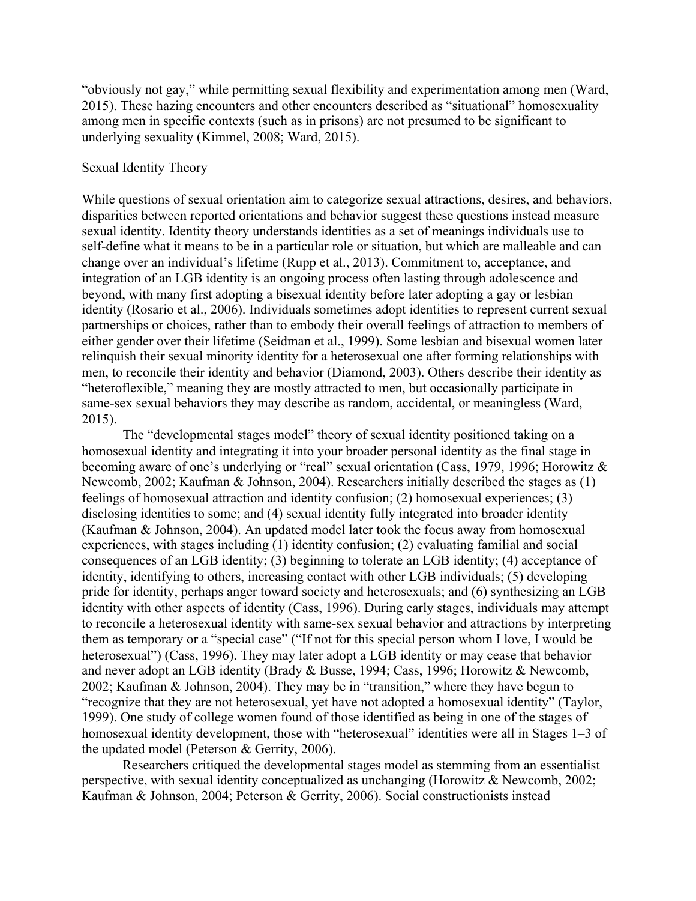"obviously not gay," while permitting sexual flexibility and experimentation among men (Ward, 2015). These hazing encounters and other encounters described as "situational" homosexuality among men in specific contexts (such as in prisons) are not presumed to be significant to underlying sexuality (Kimmel, 2008; Ward, 2015).

## Sexual Identity Theory

While questions of sexual orientation aim to categorize sexual attractions, desires, and behaviors, disparities between reported orientations and behavior suggest these questions instead measure sexual identity. Identity theory understands identities as a set of meanings individuals use to self-define what it means to be in a particular role or situation, but which are malleable and can change over an individual's lifetime (Rupp et al., 2013). Commitment to, acceptance, and integration of an LGB identity is an ongoing process often lasting through adolescence and beyond, with many first adopting a bisexual identity before later adopting a gay or lesbian identity (Rosario et al., 2006). Individuals sometimes adopt identities to represent current sexual partnerships or choices, rather than to embody their overall feelings of attraction to members of either gender over their lifetime (Seidman et al., 1999). Some lesbian and bisexual women later relinquish their sexual minority identity for a heterosexual one after forming relationships with men, to reconcile their identity and behavior (Diamond, 2003). Others describe their identity as "heteroflexible," meaning they are mostly attracted to men, but occasionally participate in same-sex sexual behaviors they may describe as random, accidental, or meaningless (Ward, 2015).

The "developmental stages model" theory of sexual identity positioned taking on a homosexual identity and integrating it into your broader personal identity as the final stage in becoming aware of one's underlying or "real" sexual orientation (Cass, 1979, 1996; Horowitz & Newcomb, 2002; Kaufman & Johnson, 2004). Researchers initially described the stages as (1) feelings of homosexual attraction and identity confusion; (2) homosexual experiences; (3) disclosing identities to some; and (4) sexual identity fully integrated into broader identity (Kaufman & Johnson, 2004). An updated model later took the focus away from homosexual experiences, with stages including (1) identity confusion; (2) evaluating familial and social consequences of an LGB identity; (3) beginning to tolerate an LGB identity; (4) acceptance of identity, identifying to others, increasing contact with other LGB individuals; (5) developing pride for identity, perhaps anger toward society and heterosexuals; and (6) synthesizing an LGB identity with other aspects of identity (Cass, 1996). During early stages, individuals may attempt to reconcile a heterosexual identity with same-sex sexual behavior and attractions by interpreting them as temporary or a "special case" ("If not for this special person whom I love, I would be heterosexual") (Cass, 1996). They may later adopt a LGB identity or may cease that behavior and never adopt an LGB identity (Brady & Busse, 1994; Cass, 1996; Horowitz & Newcomb, 2002; Kaufman & Johnson, 2004). They may be in "transition," where they have begun to "recognize that they are not heterosexual, yet have not adopted a homosexual identity" (Taylor, 1999). One study of college women found of those identified as being in one of the stages of homosexual identity development, those with "heterosexual" identities were all in Stages 1–3 of the updated model (Peterson & Gerrity, 2006).

Researchers critiqued the developmental stages model as stemming from an essentialist perspective, with sexual identity conceptualized as unchanging (Horowitz & Newcomb, 2002; Kaufman & Johnson, 2004; Peterson & Gerrity, 2006). Social constructionists instead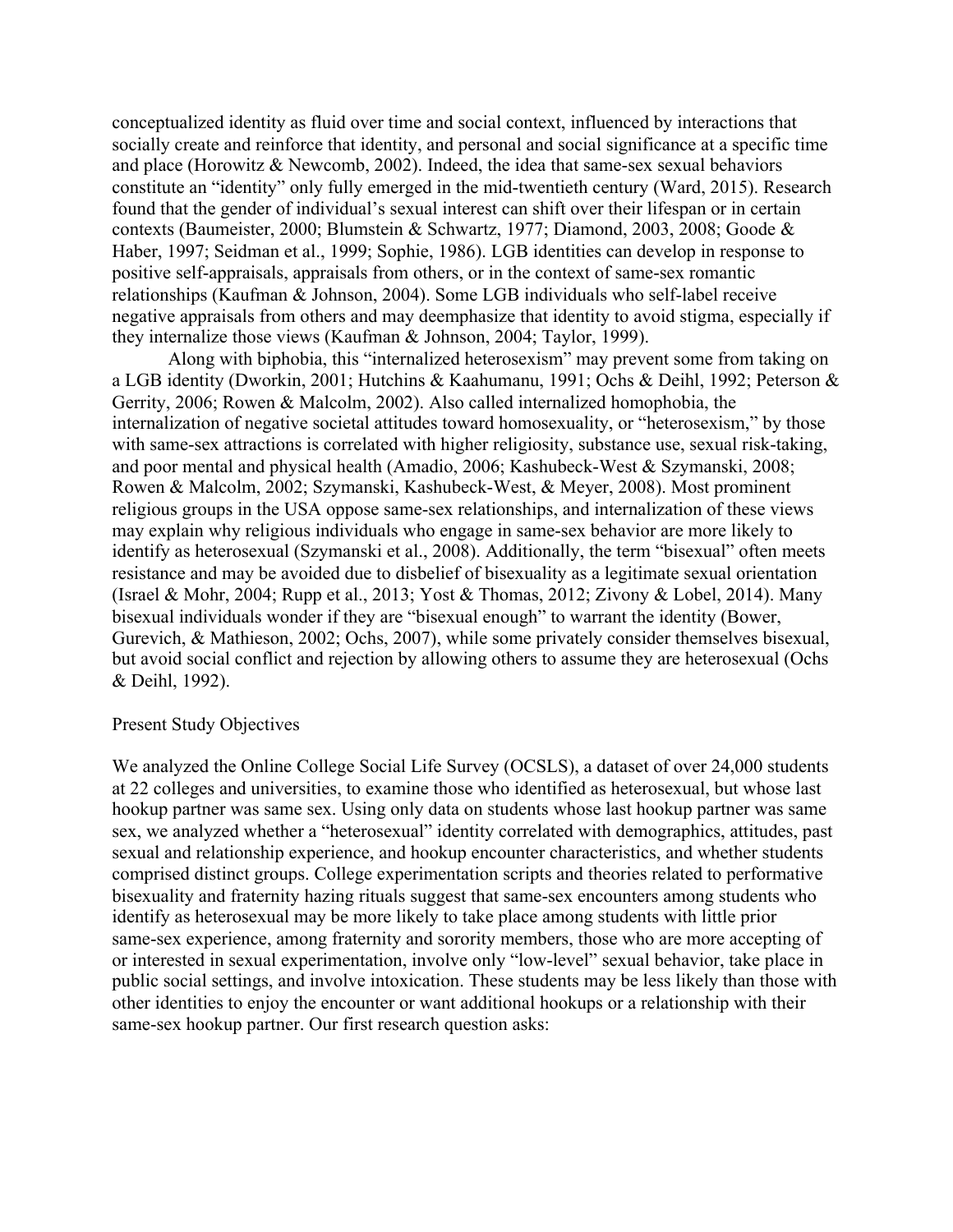conceptualized identity as fluid over time and social context, influenced by interactions that socially create and reinforce that identity, and personal and social significance at a specific time and place (Horowitz & Newcomb, 2002). Indeed, the idea that same-sex sexual behaviors constitute an "identity" only fully emerged in the mid-twentieth century (Ward, 2015). Research found that the gender of individual's sexual interest can shift over their lifespan or in certain contexts (Baumeister, 2000; Blumstein & Schwartz, 1977; Diamond, 2003, 2008; Goode & Haber, 1997; Seidman et al., 1999; Sophie, 1986). LGB identities can develop in response to positive self-appraisals, appraisals from others, or in the context of same-sex romantic relationships (Kaufman & Johnson, 2004). Some LGB individuals who self-label receive negative appraisals from others and may deemphasize that identity to avoid stigma, especially if they internalize those views (Kaufman & Johnson, 2004; Taylor, 1999).

Along with biphobia, this "internalized heterosexism" may prevent some from taking on a LGB identity (Dworkin, 2001; Hutchins & Kaahumanu, 1991; Ochs & Deihl, 1992; Peterson & Gerrity, 2006; Rowen & Malcolm, 2002). Also called internalized homophobia, the internalization of negative societal attitudes toward homosexuality, or "heterosexism," by those with same-sex attractions is correlated with higher religiosity, substance use, sexual risk-taking, and poor mental and physical health (Amadio, 2006; Kashubeck-West & Szymanski, 2008; Rowen & Malcolm, 2002; Szymanski, Kashubeck-West, & Meyer, 2008). Most prominent religious groups in the USA oppose same-sex relationships, and internalization of these views may explain why religious individuals who engage in same-sex behavior are more likely to identify as heterosexual (Szymanski et al., 2008). Additionally, the term "bisexual" often meets resistance and may be avoided due to disbelief of bisexuality as a legitimate sexual orientation (Israel & Mohr, 2004; Rupp et al., 2013; Yost & Thomas, 2012; Zivony & Lobel, 2014). Many bisexual individuals wonder if they are "bisexual enough" to warrant the identity (Bower, Gurevich, & Mathieson, 2002; Ochs, 2007), while some privately consider themselves bisexual, but avoid social conflict and rejection by allowing others to assume they are heterosexual (Ochs & Deihl, 1992).

## Present Study Objectives

We analyzed the Online College Social Life Survey (OCSLS), a dataset of over 24,000 students at 22 colleges and universities, to examine those who identified as heterosexual, but whose last hookup partner was same sex. Using only data on students whose last hookup partner was same sex, we analyzed whether a "heterosexual" identity correlated with demographics, attitudes, past sexual and relationship experience, and hookup encounter characteristics, and whether students comprised distinct groups. College experimentation scripts and theories related to performative bisexuality and fraternity hazing rituals suggest that same-sex encounters among students who identify as heterosexual may be more likely to take place among students with little prior same-sex experience, among fraternity and sorority members, those who are more accepting of or interested in sexual experimentation, involve only "low-level" sexual behavior, take place in public social settings, and involve intoxication. These students may be less likely than those with other identities to enjoy the encounter or want additional hookups or a relationship with their same-sex hookup partner. Our first research question asks: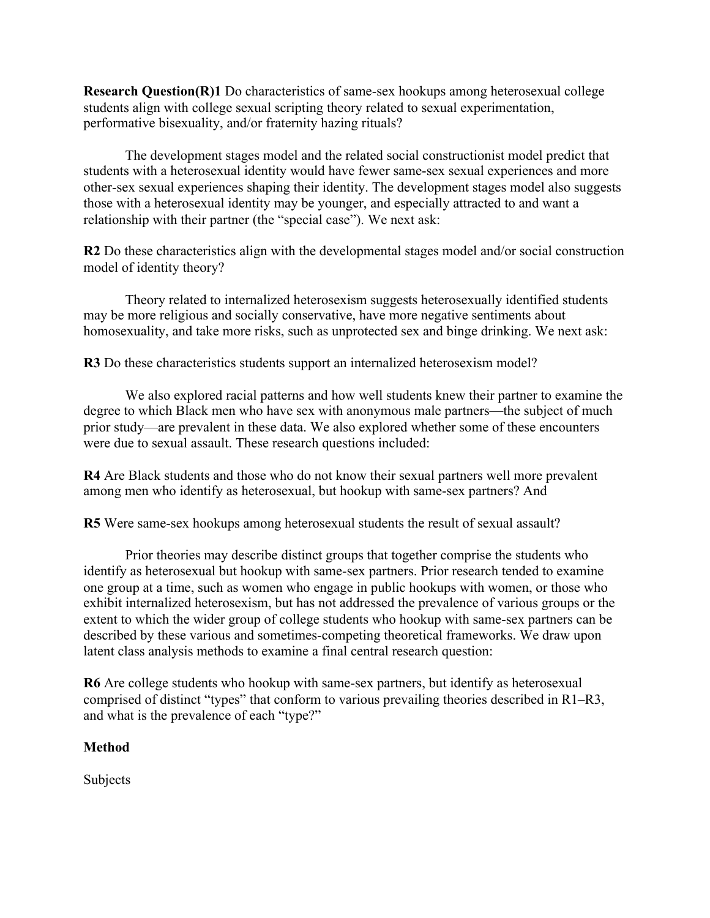**Research Question(R)1** Do characteristics of same-sex hookups among heterosexual college students align with college sexual scripting theory related to sexual experimentation, performative bisexuality, and/or fraternity hazing rituals?

The development stages model and the related social constructionist model predict that students with a heterosexual identity would have fewer same-sex sexual experiences and more other-sex sexual experiences shaping their identity. The development stages model also suggests those with a heterosexual identity may be younger, and especially attracted to and want a relationship with their partner (the "special case"). We next ask:

**R2** Do these characteristics align with the developmental stages model and/or social construction model of identity theory?

Theory related to internalized heterosexism suggests heterosexually identified students may be more religious and socially conservative, have more negative sentiments about homosexuality, and take more risks, such as unprotected sex and binge drinking. We next ask:

**R3** Do these characteristics students support an internalized heterosexism model?

We also explored racial patterns and how well students knew their partner to examine the degree to which Black men who have sex with anonymous male partners—the subject of much prior study—are prevalent in these data. We also explored whether some of these encounters were due to sexual assault. These research questions included:

**R4** Are Black students and those who do not know their sexual partners well more prevalent among men who identify as heterosexual, but hookup with same-sex partners? And

**R5** Were same-sex hookups among heterosexual students the result of sexual assault?

Prior theories may describe distinct groups that together comprise the students who identify as heterosexual but hookup with same-sex partners. Prior research tended to examine one group at a time, such as women who engage in public hookups with women, or those who exhibit internalized heterosexism, but has not addressed the prevalence of various groups or the extent to which the wider group of college students who hookup with same-sex partners can be described by these various and sometimes-competing theoretical frameworks. We draw upon latent class analysis methods to examine a final central research question:

**R6** Are college students who hookup with same-sex partners, but identify as heterosexual comprised of distinct "types" that conform to various prevailing theories described in R1–R3, and what is the prevalence of each "type?"

## Method

Subjects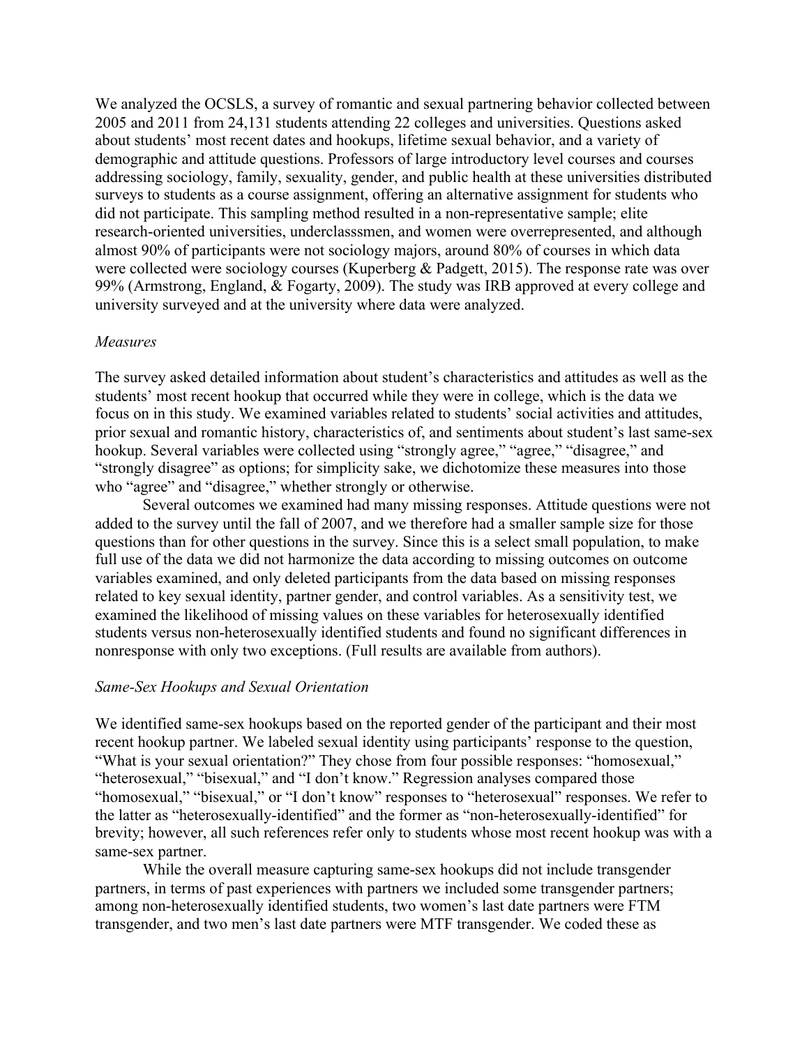We analyzed the OCSLS, a survey of romantic and sexual partnering behavior collected between 2005 and 2011 from 24,131 students attending 22 colleges and universities. Questions asked about students' most recent dates and hookups, lifetime sexual behavior, and a variety of demographic and attitude questions. Professors of large introductory level courses and courses addressing sociology, family, sexuality, gender, and public health at these universities distributed surveys to students as a course assignment, offering an alternative assignment for students who did not participate. This sampling method resulted in a non-representative sample; elite research-oriented universities, underclasssmen, and women were overrepresented, and although almost 90% of participants were not sociology majors, around 80% of courses in which data were collected were sociology courses (Kuperberg & Padgett, 2015). The response rate was over 99% (Armstrong, England, & Fogarty, 2009). The study was IRB approved at every college and university surveyed and at the university where data were analyzed.

*Measures*

The survey asked detailed information about student's characteristics and attitudes as well as the students' most recent hookup that occurred while they were in college, which is the data we focus on in this study. We examined variables related to students' social activities and attitudes, prior sexual and romantic history, characteristics of, and sentiments about student's last same-sex hookup. Several variables were collected using "strongly agree," "agree," "disagree," and "strongly disagree" as options; for simplicity sake, we dichotomize these measures into those who "agree" and "disagree," whether strongly or otherwise.

Several outcomes we examined had many missing responses. Attitude questions were not added to the survey until the fall of 2007, and we therefore had a smaller sample size for those questions than for other questions in the survey. Since this is a select small population, to make full use of the data we did not harmonize the data according to missing outcomes on outcome variables examined, and only deleted participants from the data based on missing responses related to key sexual identity, partner gender, and control variables. As a sensitivity test, we examined the likelihood of missing values on these variables for heterosexually identified students versus non-heterosexually identified students and found no significant differences in nonresponse with only two exceptions. (Full results are available from authors).

*Same-Sex Hookups and Sexual Orientation*

We identified same-sex hookups based on the reported gender of the participant and their most recent hookup partner. We labeled sexual identity using participants' response to the question, "What is your sexual orientation?" They chose from four possible responses: "homosexual," "heterosexual," "bisexual," and "I don't know." Regression analyses compared those "homosexual," "bisexual," or "I don't know" responses to "heterosexual" responses. We refer to the latter as "heterosexually-identified" and the former as "non-heterosexually-identified" for brevity; however, all such references refer only to students whose most recent hookup was with a same-sex partner.

While the overall measure capturing same-sex hookups did not include transgender partners, in terms of past experiences with partners we included some transgender partners; among non-heterosexually identified students, two women's last date partners were FTM transgender, and two men's last date partners were MTF transgender. We coded these as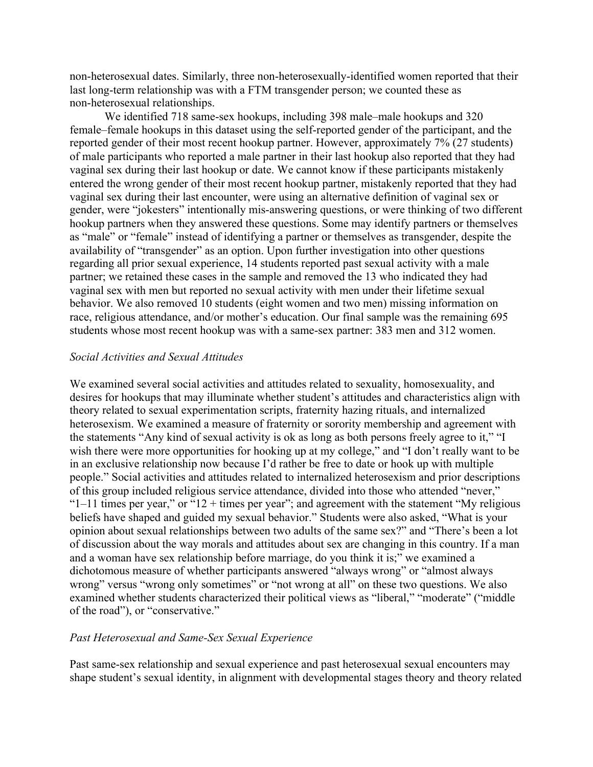non-heterosexual dates. Similarly, three non-heterosexually-identified women reported that their last long-term relationship was with a FTM transgender person; we counted these as non-heterosexual relationships.

We identified 718 same-sex hookups, including 398 male–male hookups and 320 female–female hookups in this dataset using the self-reported gender of the participant, and the reported gender of their most recent hookup partner. However, approximately 7% (27 students) of male participants who reported a male partner in their last hookup also reported that they had vaginal sex during their last hookup or date. We cannot know if these participants mistakenly entered the wrong gender of their most recent hookup partner, mistakenly reported that they had vaginal sex during their last encounter, were using an alternative definition of vaginal sex or gender, were "jokesters" intentionally mis-answering questions, or were thinking of two different hookup partners when they answered these questions. Some may identify partners or themselves as "male" or "female" instead of identifying a partner or themselves as transgender, despite the availability of "transgender" as an option. Upon further investigation into other questions regarding all prior sexual experience, 14 students reported past sexual activity with a male partner; we retained these cases in the sample and removed the 13 who indicated they had vaginal sex with men but reported no sexual activity with men under their lifetime sexual behavior. We also removed 10 students (eight women and two men) missing information on race, religious attendance, and/or mother's education. Our final sample was the remaining 695 students whose most recent hookup was with a same-sex partner: 383 men and 312 women.

### *Social Activities and Sexual Attitudes*

We examined several social activities and attitudes related to sexuality, homosexuality, and desires for hookups that may illuminate whether student's attitudes and characteristics align with theory related to sexual experimentation scripts, fraternity hazing rituals, and internalized heterosexism. We examined a measure of fraternity or sorority membership and agreement with the statements "Any kind of sexual activity is ok as long as both persons freely agree to it," "I wish there were more opportunities for hooking up at my college," and "I don't really want to be in an exclusive relationship now because I'd rather be free to date or hook up with multiple people." Social activities and attitudes related to internalized heterosexism and prior descriptions of this group included religious service attendance, divided into those who attended "never," "1–11 times per year," or "12 + times per year"; and agreement with the statement "My religious beliefs have shaped and guided my sexual behavior." Students were also asked, "What is your opinion about sexual relationships between two adults of the same sex?" and "There's been a lot of discussion about the way morals and attitudes about sex are changing in this country. If a man and a woman have sex relationship before marriage, do you think it is;" we examined a dichotomous measure of whether participants answered "always wrong" or "almost always wrong" versus "wrong only sometimes" or "not wrong at all" on these two questions. We also examined whether students characterized their political views as "liberal," "moderate" ("middle of the road"), or "conservative."

### *Past Heterosexual and Same-Sex Sexual Experience*

Past same-sex relationship and sexual experience and past heterosexual sexual encounters may shape student's sexual identity, in alignment with developmental stages theory and theory related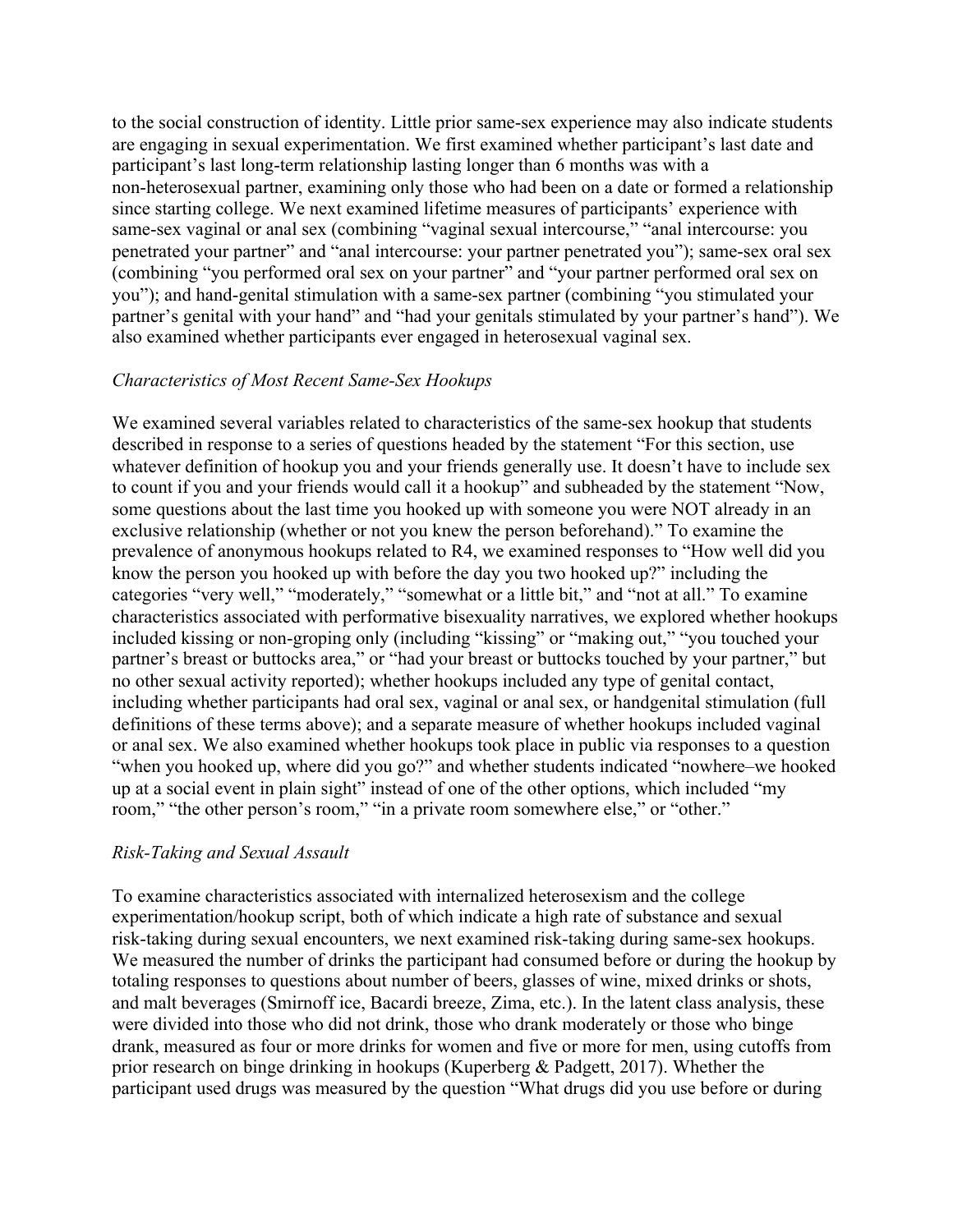to the social construction of identity. Little prior same-sex experience may also indicate students are engaging in sexual experimentation. We first examined whether participant's last date and participant's last long-term relationship lasting longer than 6 months was with a non-heterosexual partner, examining only those who had been on a date or formed a relationship since starting college. We next examined lifetime measures of participants' experience with same-sex vaginal or anal sex (combining "vaginal sexual intercourse," "anal intercourse: you penetrated your partner" and "anal intercourse: your partner penetrated you"); same-sex oral sex (combining "you performed oral sex on your partner" and "your partner performed oral sex on you"); and hand-genital stimulation with a same-sex partner (combining "you stimulated your partner's genital with your hand" and "had your genitals stimulated by your partner's hand"). We also examined whether participants ever engaged in heterosexual vaginal sex.

### *Characteristics of Most Recent Same-Sex Hookups*

We examined several variables related to characteristics of the same-sex hookup that students described in response to a series of questions headed by the statement "For this section, use whatever definition of hookup you and your friends generally use. It doesn't have to include sex to count if you and your friends would call it a hookup" and subheaded by the statement "Now, some questions about the last time you hooked up with someone you were NOT already in an exclusive relationship (whether or not you knew the person beforehand)." To examine the prevalence of anonymous hookups related to R4, we examined responses to "How well did you know the person you hooked up with before the day you two hooked up?" including the categories "very well," "moderately," "somewhat or a little bit," and "not at all." To examine characteristics associated with performative bisexuality narratives, we explored whether hookups included kissing or non-groping only (including "kissing" or "making out," "you touched your partner's breast or buttocks area," or "had your breast or buttocks touched by your partner," but no other sexual activity reported); whether hookups included any type of genital contact, including whether participants had oral sex, vaginal or anal sex, or handgenital stimulation (full definitions of these terms above); and a separate measure of whether hookups included vaginal or anal sex. We also examined whether hookups took place in public via responses to a question "when you hooked up, where did you go?" and whether students indicated "nowhere–we hooked up at a social event in plain sight" instead of one of the other options, which included "my room," "the other person's room," "in a private room somewhere else," or "other."

### *Risk-Taking and Sexual Assault*

To examine characteristics associated with internalized heterosexism and the college experimentation/hookup script, both of which indicate a high rate of substance and sexual risk-taking during sexual encounters, we next examined risk-taking during same-sex hookups. We measured the number of drinks the participant had consumed before or during the hookup by totaling responses to questions about number of beers, glasses of wine, mixed drinks or shots, and malt beverages (Smirnoff ice, Bacardi breeze, Zima, etc.). In the latent class analysis, these were divided into those who did not drink, those who drank moderately or those who binge drank, measured as four or more drinks for women and five or more for men, using cutoffs from prior research on binge drinking in hookups (Kuperberg & Padgett, 2017). Whether the participant used drugs was measured by the question "What drugs did you use before or during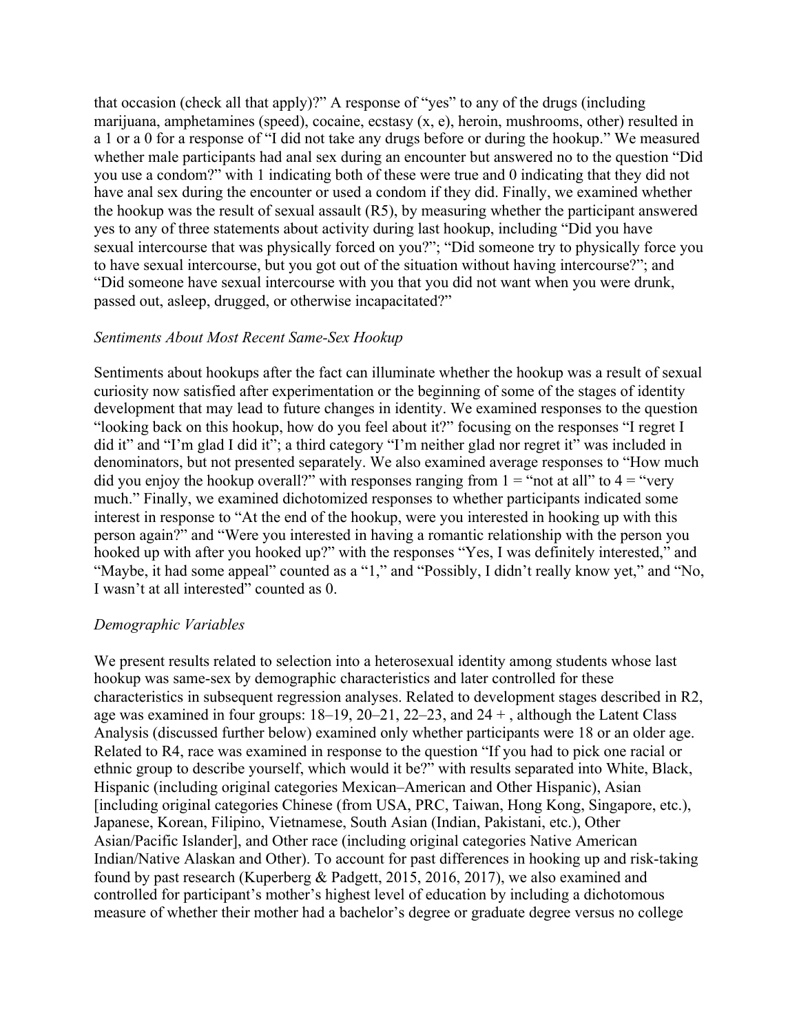that occasion (check all that apply)?" A response of "yes" to any of the drugs (including marijuana, amphetamines (speed), cocaine, ecstasy (x, e), heroin, mushrooms, other) resulted in a 1 or a 0 for a response of "I did not take any drugs before or during the hookup." We measured whether male participants had anal sex during an encounter but answered no to the question "Did you use a condom?" with 1 indicating both of these were true and 0 indicating that they did not have anal sex during the encounter or used a condom if they did. Finally, we examined whether the hookup was the result of sexual assault (R5), by measuring whether the participant answered yes to any of three statements about activity during last hookup, including "Did you have sexual intercourse that was physically forced on you?"; "Did someone try to physically force you to have sexual intercourse, but you got out of the situation without having intercourse?"; and "Did someone have sexual intercourse with you that you did not want when you were drunk, passed out, asleep, drugged, or otherwise incapacitated?"

*Sentiments About Most Recent Same-Sex Hookup*

Sentiments about hookups after the fact can illuminate whether the hookup was a result of sexual curiosity now satisfied after experimentation or the beginning of some of the stages of identity development that may lead to future changes in identity. We examined responses to the question "looking back on this hookup, how do you feel about it?" focusing on the responses "I regret I did it" and "I'm glad I did it"; a third category "I'm neither glad nor regret it" was included in denominators, but not presented separately. We also examined average responses to "How much did you enjoy the hookup overall?" with responses ranging from 1 = "not at all" to 4 = "very much." Finally, we examined dichotomized responses to whether participants indicated some interest in response to "At the end of the hookup, were you interested in hooking up with this person again?" and "Were you interested in having a romantic relationship with the person you hooked up with after you hooked up?" with the responses "Yes, I was definitely interested," and "Maybe, it had some appeal" counted as a "1," and "Possibly, I didn't really know yet," and "No, I wasn't at all interested" counted as 0.

*Demographic Variables*

We present results related to selection into a heterosexual identity among students whose last hookup was same-sex by demographic characteristics and later controlled for these characteristics in subsequent regression analyses. Related to development stages described in R2, age was examined in four groups: 18–19, 20–21, 22–23, and 24 + , although the Latent Class Analysis (discussed further below) examined only whether participants were 18 or an older age. Related to R4, race was examined in response to the question "If you had to pick one racial or ethnic group to describe yourself, which would it be?" with results separated into White, Black, Hispanic (including original categories Mexican–American and Other Hispanic), Asian [including original categories Chinese (from USA, PRC, Taiwan, Hong Kong, Singapore, etc.), Japanese, Korean, Filipino, Vietnamese, South Asian (Indian, Pakistani, etc.), Other Asian/Pacific Islander], and Other race (including original categories Native American Indian/Native Alaskan and Other). To account for past differences in hooking up and risk-taking found by past research (Kuperberg & Padgett, 2015, 2016, 2017), we also examined and controlled for participant's mother's highest level of education by including a dichotomous measure of whether their mother had a bachelor's degree or graduate degree versus no college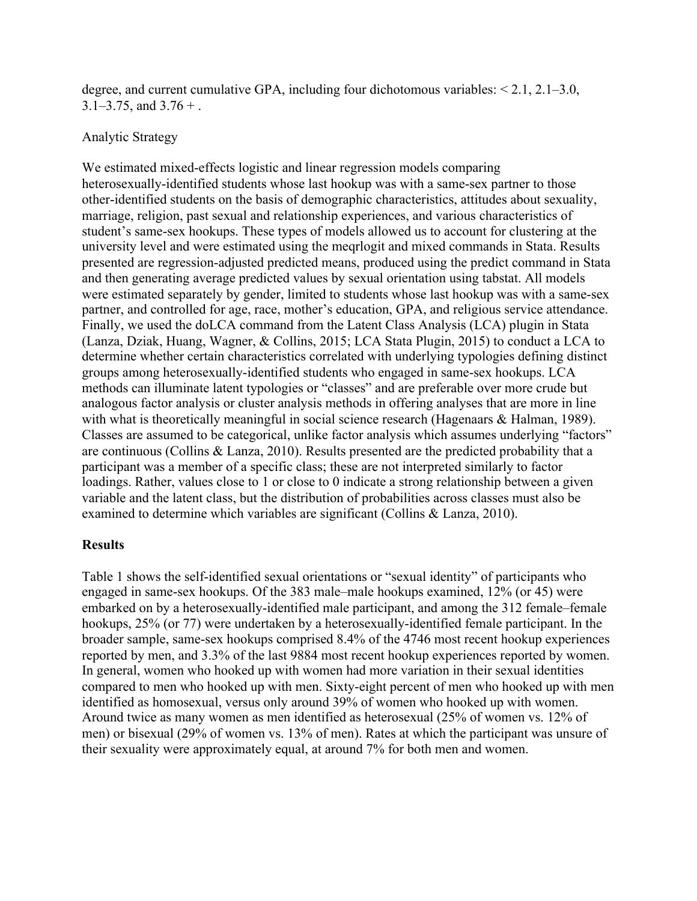degree, and current cumulative GPA, including four dichotomous variables: < 2.1, 2.1–3.0, 3.1–3.75, and 3.76 + .

Analytic Strategy

We estimated mixed-effects logistic and linear regression models comparing heterosexually-identified students whose last hookup was with a same-sex partner to those other-identified students on the basis of demographic characteristics, attitudes about sexuality, marriage, religion, past sexual and relationship experiences, and various characteristics of student's same-sex hookups. These types of models allowed us to account for clustering at the university level and were estimated using the meqrlogit and mixed commands in Stata. Results presented are regression-adjusted predicted means, produced using the predict command in Stata and then generating average predicted values by sexual orientation using tabstat. All models were estimated separately by gender, limited to students whose last hookup was with a same-sex partner, and controlled for age, race, mother's education, GPA, and religious service attendance. Finally, we used the doLCA command from the Latent Class Analysis (LCA) plugin in Stata (Lanza, Dziak, Huang, Wagner, & Collins, 2015; LCA Stata Plugin, 2015) to conduct a LCA to determine whether certain characteristics correlated with underlying typologies defining distinct groups among heterosexually-identified students who engaged in same-sex hookups. LCA methods can illuminate latent typologies or "classes" and are preferable over more crude but analogous factor analysis or cluster analysis methods in offering analyses that are more in line with what is theoretically meaningful in social science research (Hagenaars & Halman, 1989). Classes are assumed to be categorical, unlike factor analysis which assumes underlying "factors" are continuous (Collins & Lanza, 2010). Results presented are the predicted probability that a participant was a member of a specific class; these are not interpreted similarly to factor loadings. Rather, values close to 1 or close to 0 indicate a strong relationship between a given variable and the latent class, but the distribution of probabilities across classes must also be examined to determine which variables are significant (Collins & Lanza, 2010).

## Results

Table 1 shows the self-identified sexual orientations or "sexual identity" of participants who engaged in same-sex hookups. Of the 383 male–male hookups examined, 12% (or 45) were embarked on by a heterosexually-identified male participant, and among the 312 female–female hookups, 25% (or 77) were undertaken by a heterosexually-identified female participant. In the broader sample, same-sex hookups comprised 8.4% of the 4746 most recent hookup experiences reported by men, and 3.3% of the last 9884 most recent hookup experiences reported by women. In general, women who hooked up with women had more variation in their sexual identities compared to men who hooked up with men. Sixty-eight percent of men who hooked up with men identified as homosexual, versus only around 39% of women who hooked up with women. Around twice as many women as men identified as heterosexual (25% of women vs. 12% of men) or bisexual (29% of women vs. 13% of men). Rates at which the participant was unsure of their sexuality were approximately equal, at around 7% for both men and women.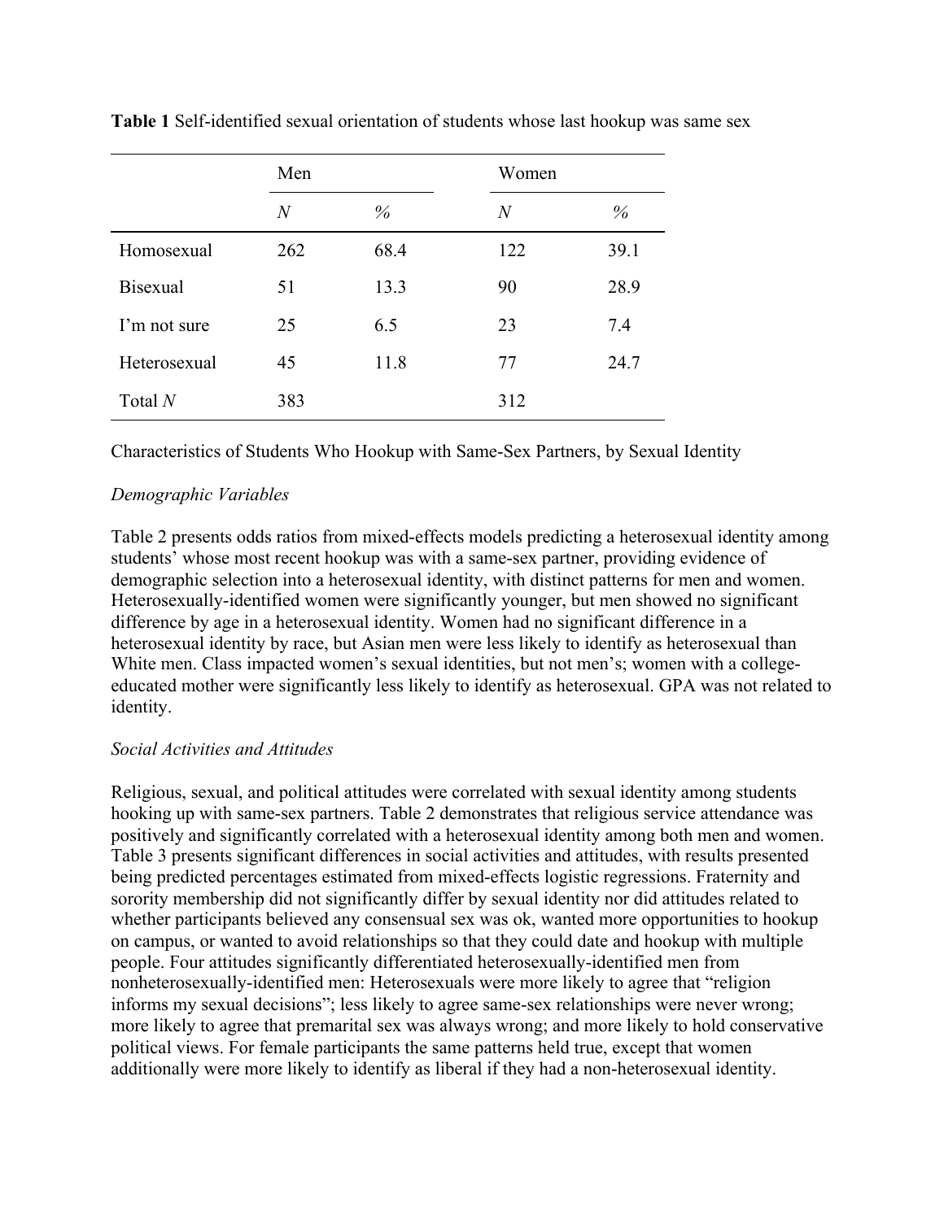**Table 1** Self-identified sexual orientation of students whose last hookup was same sex

| | Men | | Women | |
|---|---|---|---|---|
| | *N* | % | *N* | % |
| Homosexual | 262 | 68.4 | 122 | 39.1 |
| Bisexual | 51 | 13.3 | 90 | 28.9 |
| I'm not sure | 25 | 6.5 | 23 | 7.4 |
| Heterosexual | 45 | 11.8 | 77 | 24.7 |
| Total *N* | 383 | | 312 | |

Characteristics of Students Who Hookup with Same-Sex Partners, by Sexual Identity

*Demographic Variables*

Table 2 presents odds ratios from mixed-effects models predicting a heterosexual identity among students' whose most recent hookup was with a same-sex partner, providing evidence of demographic selection into a heterosexual identity, with distinct patterns for men and women. Heterosexually-identified women were significantly younger, but men showed no significant difference by age in a heterosexual identity. Women had no significant difference in a heterosexual identity by race, but Asian men were less likely to identify as heterosexual than White men. Class impacted women's sexual identities, but not men's; women with a college-educated mother were significantly less likely to identify as heterosexual. GPA was not related to identity.

*Social Activities and Attitudes*

Religious, sexual, and political attitudes were correlated with sexual identity among students hooking up with same-sex partners. Table 2 demonstrates that religious service attendance was positively and significantly correlated with a heterosexual identity among both men and women. Table 3 presents significant differences in social activities and attitudes, with results presented being predicted percentages estimated from mixed-effects logistic regressions. Fraternity and sorority membership did not significantly differ by sexual identity nor did attitudes related to whether participants believed any consensual sex was ok, wanted more opportunities to hookup on campus, or wanted to avoid relationships so that they could date and hookup with multiple people. Four attitudes significantly differentiated heterosexually-identified men from nonheterosexually-identified men: Heterosexuals were more likely to agree that "religion informs my sexual decisions"; less likely to agree same-sex relationships were never wrong; more likely to agree that premarital sex was always wrong; and more likely to hold conservative political views. For female participants the same patterns held true, except that women additionally were more likely to identify as liberal if they had a non-heterosexual identity.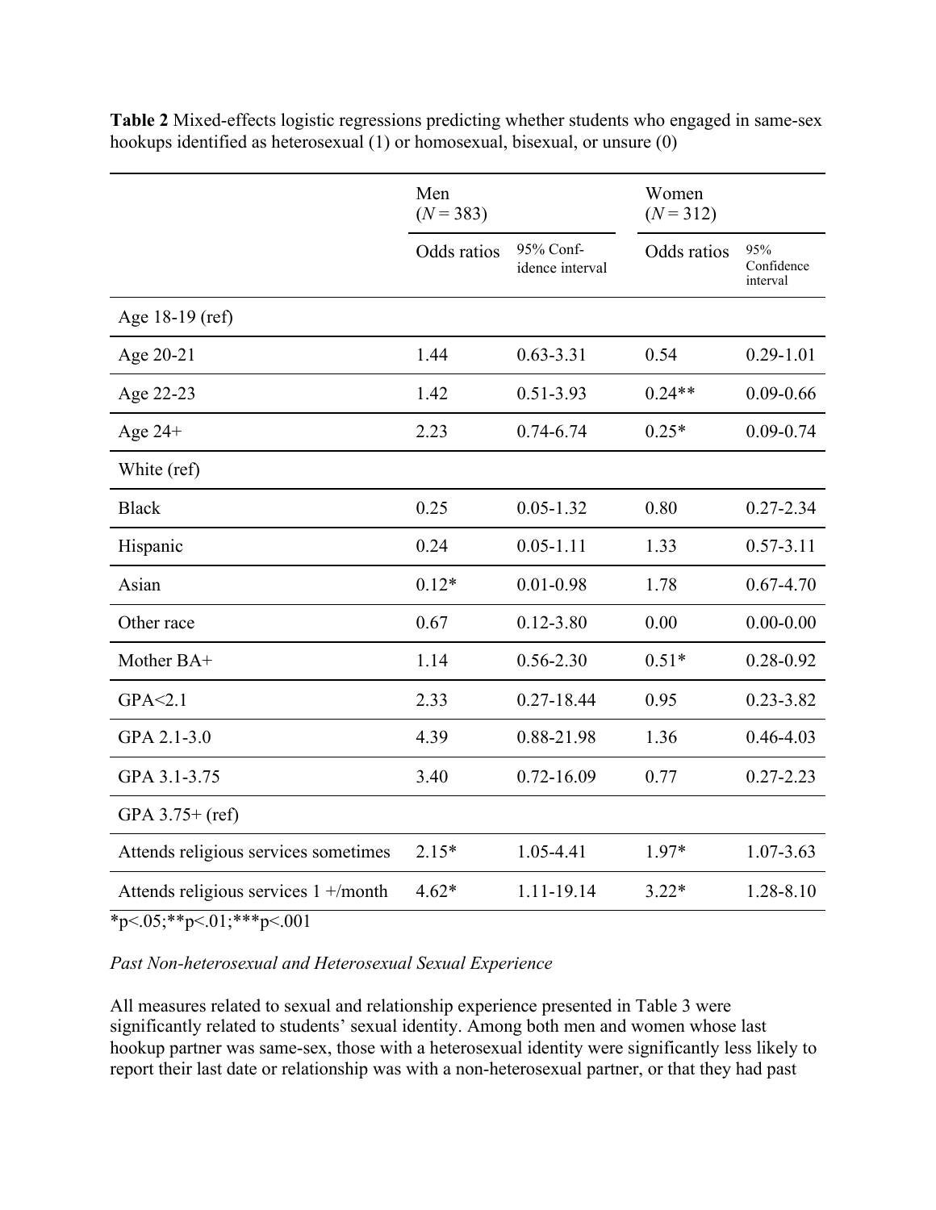**Table 2** Mixed-effects logistic regressions predicting whether students who engaged in same-sex hookups identified as heterosexual (1) or homosexual, bisexual, or unsure (0)

| | Men (*N* = 383) | | Women (*N* = 312) | |
|---|---|---|---|---|
| | Odds ratios | 95% Confidence interval | Odds ratios | 95% Confidence interval |
| Age 18-19 (ref) | | | | |
| Age 20-21 | 1.44 | 0.63-3.31 | 0.54 | 0.29-1.01 |
| Age 22-23 | 1.42 | 0.51-3.93 | 0.24** | 0.09-0.66 |
| Age 24+ | 2.23 | 0.74-6.74 | 0.25* | 0.09-0.74 |
| White (ref) | | | | |
| Black | 0.25 | 0.05-1.32 | 0.80 | 0.27-2.34 |
| Hispanic | 0.24 | 0.05-1.11 | 1.33 | 0.57-3.11 |
| Asian | 0.12* | 0.01-0.98 | 1.78 | 0.67-4.70 |
| Other race | 0.67 | 0.12-3.80 | 0.00 | 0.00-0.00 |
| Mother BA+ | 1.14 | 0.56-2.30 | 0.51* | 0.28-0.92 |
| GPA<2.1 | 2.33 | 0.27-18.44 | 0.95 | 0.23-3.82 |
| GPA 2.1-3.0 | 4.39 | 0.88-21.98 | 1.36 | 0.46-4.03 |
| GPA 3.1-3.75 | 3.40 | 0.72-16.09 | 0.77 | 0.27-2.23 |
| GPA 3.75+ (ref) | | | | |
| Attends religious services sometimes | 2.15* | 1.05-4.41 | 1.97* | 1.07-3.63 |
| Attends religious services 1 +/month | 4.62* | 1.11-19.14 | 3.22* | 1.28-8.10 |

*p<.05;**p<.01;***p<.001

*Past Non-heterosexual and Heterosexual Sexual Experience*

All measures related to sexual and relationship experience presented in Table 3 were significantly related to students' sexual identity. Among both men and women whose last hookup partner was same-sex, those with a heterosexual identity were significantly less likely to report their last date or relationship was with a non-heterosexual partner, or that they had past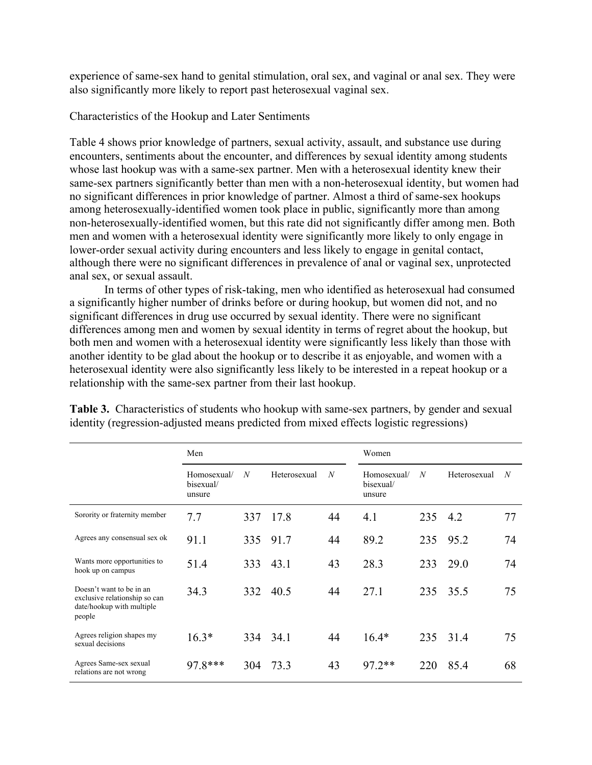experience of same-sex hand to genital stimulation, oral sex, and vaginal or anal sex. They were also significantly more likely to report past heterosexual vaginal sex.

Characteristics of the Hookup and Later Sentiments

Table 4 shows prior knowledge of partners, sexual activity, assault, and substance use during encounters, sentiments about the encounter, and differences by sexual identity among students whose last hookup was with a same-sex partner. Men with a heterosexual identity knew their same-sex partners significantly better than men with a non-heterosexual identity, but women had no significant differences in prior knowledge of partner. Almost a third of same-sex hookups among heterosexually-identified women took place in public, significantly more than among non-heterosexually-identified women, but this rate did not significantly differ among men. Both men and women with a heterosexual identity were significantly more likely to only engage in lower-order sexual activity during encounters and less likely to engage in genital contact, although there were no significant differences in prevalence of anal or vaginal sex, unprotected anal sex, or sexual assault.

In terms of other types of risk-taking, men who identified as heterosexual had consumed a significantly higher number of drinks before or during hookup, but women did not, and no significant differences in drug use occurred by sexual identity. There were no significant differences among men and women by sexual identity in terms of regret about the hookup, but both men and women with a heterosexual identity were significantly less likely than those with another identity to be glad about the hookup or to describe it as enjoyable, and women with a heterosexual identity were also significantly less likely to be interested in a repeat hookup or a relationship with the same-sex partner from their last hookup.

**Table 3.** Characteristics of students who hookup with same-sex partners, by gender and sexual identity (regression-adjusted means predicted from mixed effects logistic regressions)

| | Men | | | | Women | | | |
|---|---|---|---|---|---|---|---|---|
| | Homosexual/ bisexual/ unsure | *N* | Heterosexual | *N* | Homosexual/ bisexual/ unsure | *N* | Heterosexual | *N* |
| Sorority or fraternity member | 7.7 | 337 | 17.8 | 44 | 4.1 | 235 | 4.2 | 77 |
| Agrees any consensual sex ok | 91.1 | 335 | 91.7 | 44 | 89.2 | 235 | 95.2 | 74 |
| Wants more opportunities to hook up on campus | 51.4 | 333 | 43.1 | 43 | 28.3 | 233 | 29.0 | 74 |
| Doesn't want to be in an exclusive relationship so can date/hookup with multiple people | 34.3 | 332 | 40.5 | 44 | 27.1 | 235 | 35.5 | 75 |
| Agrees religion shapes my sexual decisions | 16.3* | 334 | 34.1 | 44 | 16.4* | 235 | 31.4 | 75 |
| Agrees Same-sex sexual relations are not wrong | 97.8*** | 304 | 73.3 | 43 | 97.2** | 220 | 85.4 | 68 |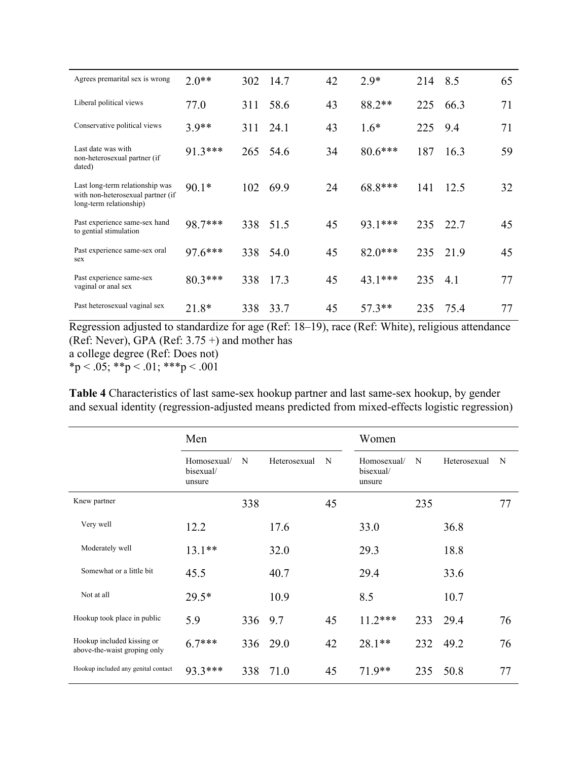| | | | | | | | | |
|---|---|---|---|---|---|---|---|---|
| Agrees premarital sex is wrong | 2.0** | 302 | 14.7 | 42 | 2.9* | 214 | 8.5 | 65 |
| Liberal political views | 77.0 | 311 | 58.6 | 43 | 88.2** | 225 | 66.3 | 71 |
| Conservative political views | 3.9** | 311 | 24.1 | 43 | 1.6* | 225 | 9.4 | 71 |
| Last date was with non-heterosexual partner (if dated) | 91.3*** | 265 | 54.6 | 34 | 80.6*** | 187 | 16.3 | 59 |
| Last long-term relationship was with non-heterosexual partner (if long-term relationship) | 90.1* | 102 | 69.9 | 24 | 68.8*** | 141 | 12.5 | 32 |
| Past experience same-sex hand to gential stimulation | 98.7*** | 338 | 51.5 | 45 | 93.1*** | 235 | 22.7 | 45 |
| Past experience same-sex oral sex | 97.6*** | 338 | 54.0 | 45 | 82.0*** | 235 | 21.9 | 45 |
| Past experience same-sex vaginal or anal sex | 80.3*** | 338 | 17.3 | 45 | 43.1*** | 235 | 4.1 | 77 |
| Past heterosexual vaginal sex | 21.8* | 338 | 33.7 | 45 | 57.3** | 235 | 75.4 | 77 |

Regression adjusted to standardize for age (Ref: 18–19), race (Ref: White), religious attendance (Ref: Never), GPA (Ref: 3.75 +) and mother has
a college degree (Ref: Does not)
*p < .05; **p < .01; ***p < .001

**Table 4** Characteristics of last same-sex hookup partner and last same-sex hookup, by gender and sexual identity (regression-adjusted means predicted from mixed-effects logistic regression)

| | Men | | | | Women | | | |
|---|---|---|---|---|---|---|---|---|
| | Homosexual/ bisexual/ unsure | N | Heterosexual | N | Homosexual/ bisexual/ unsure | N | Heterosexual | N |
| Knew partner | | 338 | | 45 | | 235 | | 77 |
| Very well | 12.2 | | 17.6 | | 33.0 | | 36.8 | |
| Moderately well | 13.1** | | 32.0 | | 29.3 | | 18.8 | |
| Somewhat or a little bit | 45.5 | | 40.7 | | 29.4 | | 33.6 | |
| Not at all | 29.5* | | 10.9 | | 8.5 | | 10.7 | |
| Hookup took place in public | 5.9 | 336 | 9.7 | 45 | 11.2*** | 233 | 29.4 | 76 |
| Hookup included kissing or above-the-waist groping only | 6.7*** | 336 | 29.0 | 42 | 28.1** | 232 | 49.2 | 76 |
| Hookup included any genital contact | 93.3*** | 338 | 71.0 | 45 | 71.9** | 235 | 50.8 | 77 |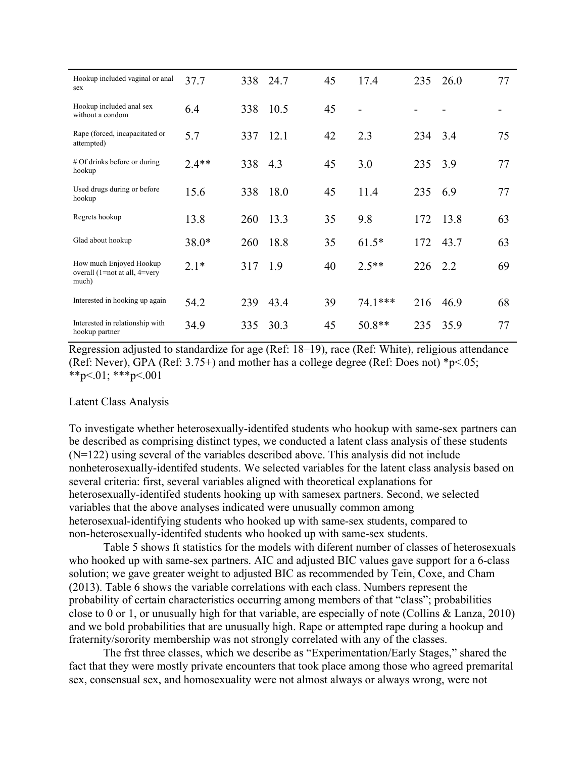| | | | | | | | | |
|---|---|---|---|---|---|---|---|---|
| Hookup included vaginal or anal sex | 37.7 | 338 | 24.7 | 45 | 17.4 | 235 | 26.0 | 77 |
| Hookup included anal sex without a condom | 6.4 | 338 | 10.5 | 45 | - | - | - | - |
| Rape (forced, incapacitated or attempted) | 5.7 | 337 | 12.1 | 42 | 2.3 | 234 | 3.4 | 75 |
| # Of drinks before or during hookup | 2.4** | 338 | 4.3 | 45 | 3.0 | 235 | 3.9 | 77 |
| Used drugs during or before hookup | 15.6 | 338 | 18.0 | 45 | 11.4 | 235 | 6.9 | 77 |
| Regrets hookup | 13.8 | 260 | 13.3 | 35 | 9.8 | 172 | 13.8 | 63 |
| Glad about hookup | 38.0* | 260 | 18.8 | 35 | 61.5* | 172 | 43.7 | 63 |
| How much Enjoyed Hookup overall (1=not at all, 4=very much) | 2.1* | 317 | 1.9 | 40 | 2.5** | 226 | 2.2 | 69 |
| Interested in hooking up again | 54.2 | 239 | 43.4 | 39 | 74.1*** | 216 | 46.9 | 68 |
| Interested in relationship with hookup partner | 34.9 | 335 | 30.3 | 45 | 50.8** | 235 | 35.9 | 77 |

Regression adjusted to standardize for age (Ref: 18–19), race (Ref: White), religious attendance (Ref: Never), GPA (Ref: 3.75+) and mother has a college degree (Ref: Does not) *p<.05; **p<.01; ***p<.001

Latent Class Analysis

To investigate whether heterosexually-identifed students who hookup with same-sex partners can be described as comprising distinct types, we conducted a latent class analysis of these students (N=122) using several of the variables described above. This analysis did not include nonheterosexually-identifed students. We selected variables for the latent class analysis based on several criteria: first, several variables aligned with theoretical explanations for heterosexually-identifed students hooking up with samesex partners. Second, we selected variables that the above analyses indicated were unusually common among heterosexual-identifying students who hooked up with same-sex students, compared to non-heterosexually-identifed students who hooked up with same-sex students.

Table 5 shows ft statistics for the models with diferent number of classes of heterosexuals who hooked up with same-sex partners. AIC and adjusted BIC values gave support for a 6-class solution; we gave greater weight to adjusted BIC as recommended by Tein, Coxe, and Cham (2013). Table 6 shows the variable correlations with each class. Numbers represent the probability of certain characteristics occurring among members of that "class"; probabilities close to 0 or 1, or unusually high for that variable, are especially of note (Collins & Lanza, 2010) and we bold probabilities that are unusually high. Rape or attempted rape during a hookup and fraternity/sorority membership was not strongly correlated with any of the classes.

The frst three classes, which we describe as "Experimentation/Early Stages," shared the fact that they were mostly private encounters that took place among those who agreed premarital sex, consensual sex, and homosexuality were not almost always or always wrong, were not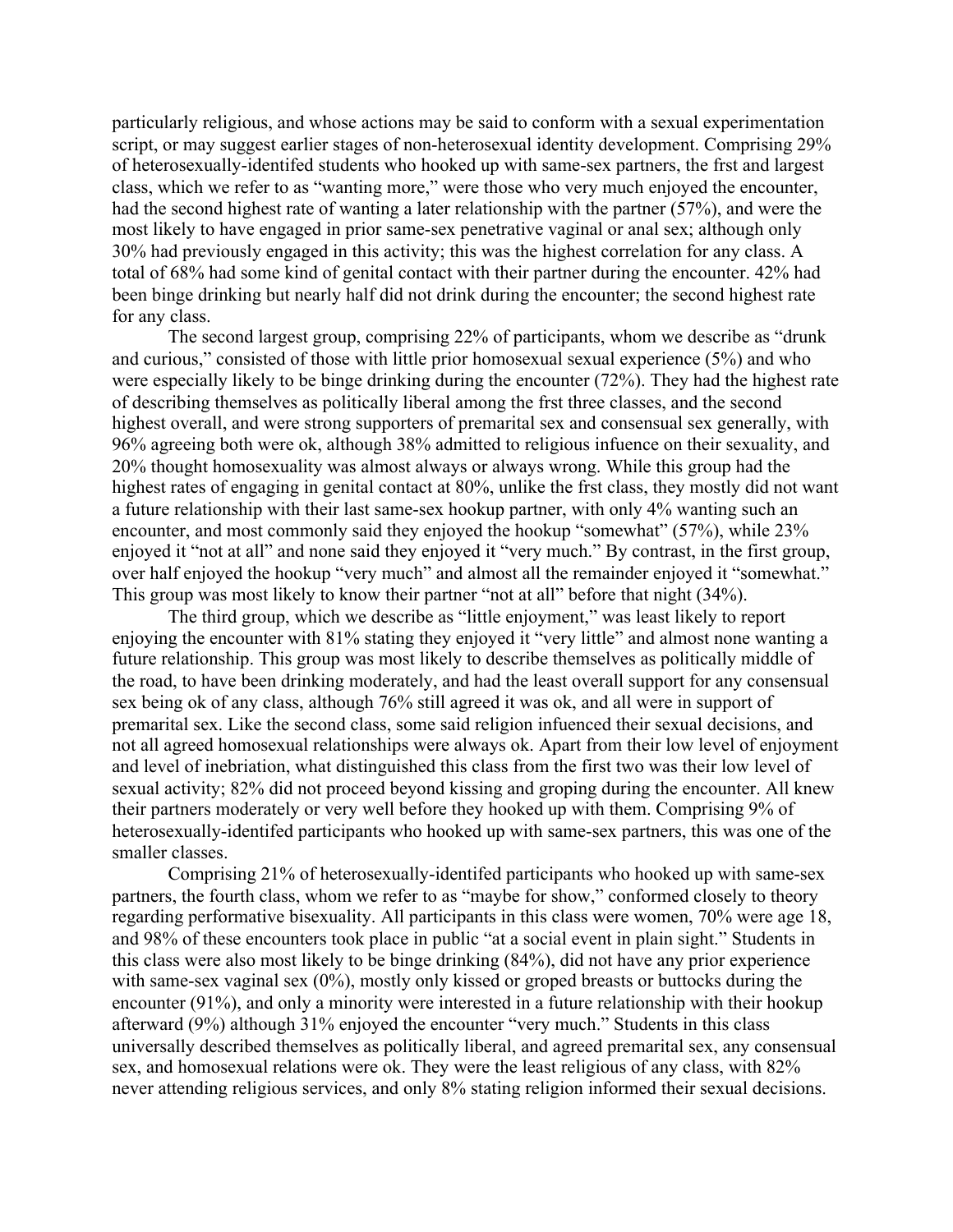particularly religious, and whose actions may be said to conform with a sexual experimentation script, or may suggest earlier stages of non-heterosexual identity development. Comprising 29% of heterosexually-identifed students who hooked up with same-sex partners, the frst and largest class, which we refer to as "wanting more," were those who very much enjoyed the encounter, had the second highest rate of wanting a later relationship with the partner (57%), and were the most likely to have engaged in prior same-sex penetrative vaginal or anal sex; although only 30% had previously engaged in this activity; this was the highest correlation for any class. A total of 68% had some kind of genital contact with their partner during the encounter. 42% had been binge drinking but nearly half did not drink during the encounter; the second highest rate for any class.

The second largest group, comprising 22% of participants, whom we describe as "drunk and curious," consisted of those with little prior homosexual sexual experience (5%) and who were especially likely to be binge drinking during the encounter (72%). They had the highest rate of describing themselves as politically liberal among the frst three classes, and the second highest overall, and were strong supporters of premarital sex and consensual sex generally, with 96% agreeing both were ok, although 38% admitted to religious infuence on their sexuality, and 20% thought homosexuality was almost always or always wrong. While this group had the highest rates of engaging in genital contact at 80%, unlike the frst class, they mostly did not want a future relationship with their last same-sex hookup partner, with only 4% wanting such an encounter, and most commonly said they enjoyed the hookup "somewhat" (57%), while 23% enjoyed it "not at all" and none said they enjoyed it "very much." By contrast, in the first group, over half enjoyed the hookup "very much" and almost all the remainder enjoyed it "somewhat." This group was most likely to know their partner "not at all" before that night (34%).

The third group, which we describe as "little enjoyment," was least likely to report enjoying the encounter with 81% stating they enjoyed it "very little" and almost none wanting a future relationship. This group was most likely to describe themselves as politically middle of the road, to have been drinking moderately, and had the least overall support for any consensual sex being ok of any class, although 76% still agreed it was ok, and all were in support of premarital sex. Like the second class, some said religion infuenced their sexual decisions, and not all agreed homosexual relationships were always ok. Apart from their low level of enjoyment and level of inebriation, what distinguished this class from the first two was their low level of sexual activity; 82% did not proceed beyond kissing and groping during the encounter. All knew their partners moderately or very well before they hooked up with them. Comprising 9% of heterosexually-identifed participants who hooked up with same-sex partners, this was one of the smaller classes.

Comprising 21% of heterosexually-identifed participants who hooked up with same-sex partners, the fourth class, whom we refer to as "maybe for show," conformed closely to theory regarding performative bisexuality. All participants in this class were women, 70% were age 18, and 98% of these encounters took place in public "at a social event in plain sight." Students in this class were also most likely to be binge drinking (84%), did not have any prior experience with same-sex vaginal sex (0%), mostly only kissed or groped breasts or buttocks during the encounter (91%), and only a minority were interested in a future relationship with their hookup afterward (9%) although 31% enjoyed the encounter "very much." Students in this class universally described themselves as politically liberal, and agreed premarital sex, any consensual sex, and homosexual relations were ok. They were the least religious of any class, with 82% never attending religious services, and only 8% stating religion informed their sexual decisions.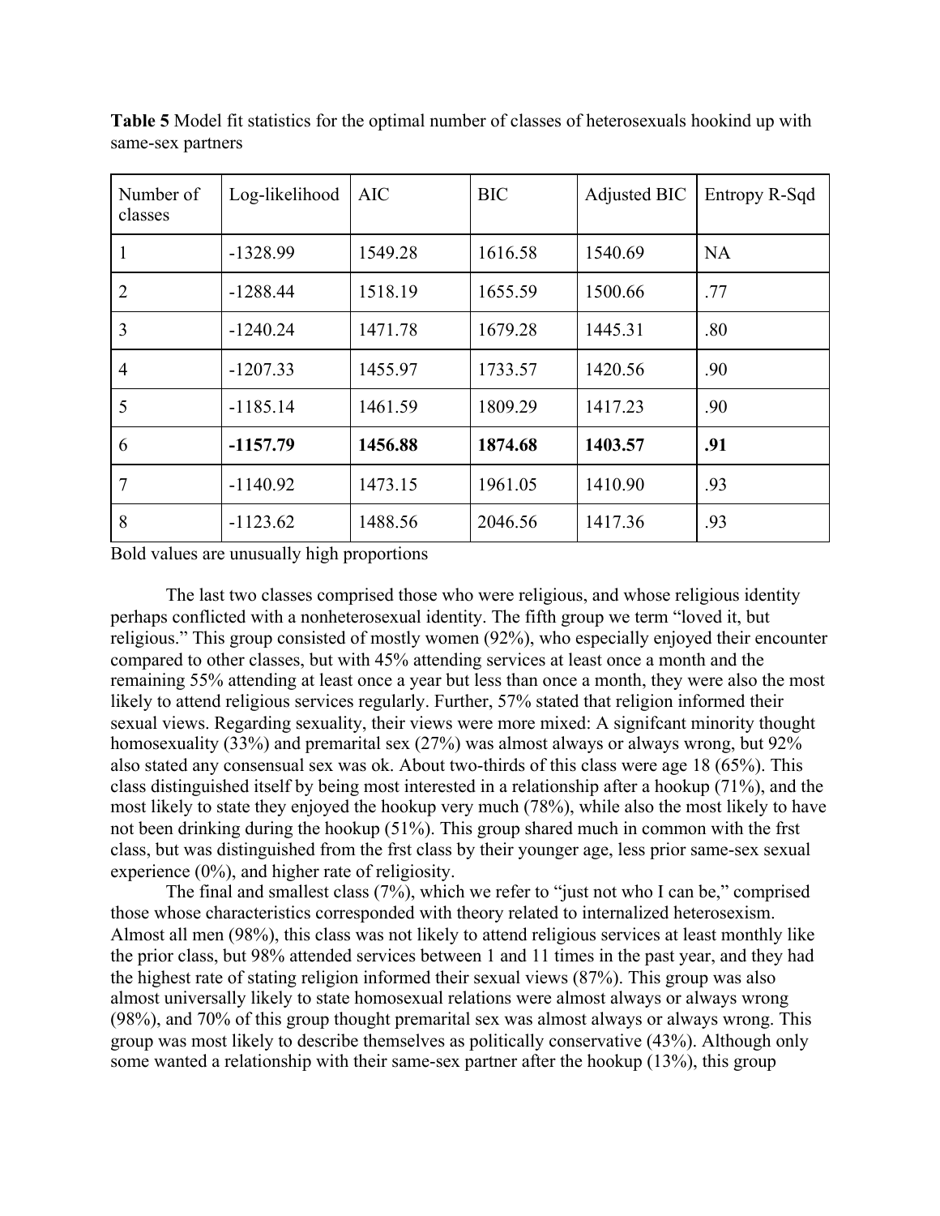**Table 5** Model fit statistics for the optimal number of classes of heterosexuals hookind up with same-sex partners

| Number of classes | Log-likelihood | AIC | BIC | Adjusted BIC | Entropy R-Sqd |
|---|---|---|---|---|---|
| 1 | -1328.99 | 1549.28 | 1616.58 | 1540.69 | NA |
| 2 | -1288.44 | 1518.19 | 1655.59 | 1500.66 | .77 |
| 3 | -1240.24 | 1471.78 | 1679.28 | 1445.31 | .80 |
| 4 | -1207.33 | 1455.97 | 1733.57 | 1420.56 | .90 |
| 5 | -1185.14 | 1461.59 | 1809.29 | 1417.23 | .90 |
| **6** | **-1157.79** | **1456.88** | **1874.68** | **1403.57** | **.91** |
| 7 | -1140.92 | 1473.15 | 1961.05 | 1410.90 | .93 |
| 8 | -1123.62 | 1488.56 | 2046.56 | 1417.36 | .93 |

Bold values are unusually high proportions

The last two classes comprised those who were religious, and whose religious identity perhaps conflicted with a nonheterosexual identity. The fifth group we term "loved it, but religious." This group consisted of mostly women (92%), who especially enjoyed their encounter compared to other classes, but with 45% attending services at least once a month and the remaining 55% attending at least once a year but less than once a month, they were also the most likely to attend religious services regularly. Further, 57% stated that religion informed their sexual views. Regarding sexuality, their views were more mixed: A signifcant minority thought homosexuality (33%) and premarital sex (27%) was almost always or always wrong, but 92% also stated any consensual sex was ok. About two-thirds of this class were age 18 (65%). This class distinguished itself by being most interested in a relationship after a hookup (71%), and the most likely to state they enjoyed the hookup very much (78%), while also the most likely to have not been drinking during the hookup (51%). This group shared much in common with the frst class, but was distinguished from the frst class by their younger age, less prior same-sex sexual experience (0%), and higher rate of religiosity.

The final and smallest class (7%), which we refer to "just not who I can be," comprised those whose characteristics corresponded with theory related to internalized heterosexism. Almost all men (98%), this class was not likely to attend religious services at least monthly like the prior class, but 98% attended services between 1 and 11 times in the past year, and they had the highest rate of stating religion informed their sexual views (87%). This group was also almost universally likely to state homosexual relations were almost always or always wrong (98%), and 70% of this group thought premarital sex was almost always or always wrong. This group was most likely to describe themselves as politically conservative (43%). Although only some wanted a relationship with their same-sex partner after the hookup (13%), this group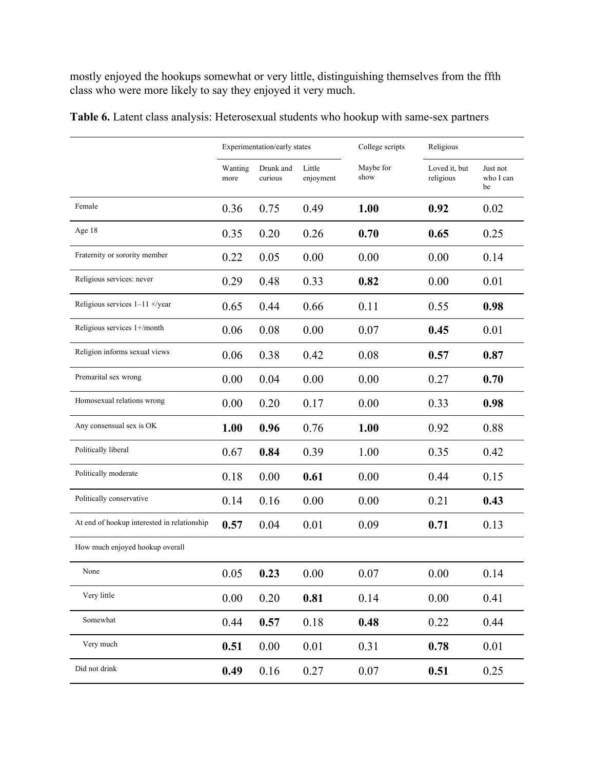mostly enjoyed the hookups somewhat or very little, distinguishing themselves from the ffth class who were more likely to say they enjoyed it very much.

**Table 6.** Latent class analysis: Heterosexual students who hookup with same-sex partners

| | Experimentation/early states | | | College scripts | Religious | |
|---|---|---|---|---|---|---|
| | Wanting more | Drunk and curious | Little enjoyment | Maybe for show | Loved it, but religious | Just not who I can be |
| Female | 0.36 | 0.75 | 0.49 | **1.00** | **0.92** | 0.02 |
| Age 18 | 0.35 | 0.20 | 0.26 | **0.70** | **0.65** | 0.25 |
| Fraternity or sorority member | 0.22 | 0.05 | 0.00 | 0.00 | 0.00 | 0.14 |
| Religious services: never | 0.29 | 0.48 | 0.33 | **0.82** | 0.00 | 0.01 |
| Religious services 1–11 ×/year | 0.65 | 0.44 | 0.66 | 0.11 | 0.55 | **0.98** |
| Religious services 1+/month | 0.06 | 0.08 | 0.00 | 0.07 | **0.45** | 0.01 |
| Religion informs sexual views | 0.06 | 0.38 | 0.42 | 0.08 | **0.57** | **0.87** |
| Premarital sex wrong | 0.00 | 0.04 | 0.00 | 0.00 | 0.27 | **0.70** |
| Homosexual relations wrong | 0.00 | 0.20 | 0.17 | 0.00 | 0.33 | **0.98** |
| Any consensual sex is OK | **1.00** | **0.96** | 0.76 | **1.00** | 0.92 | 0.88 |
| Politically liberal | 0.67 | **0.84** | 0.39 | 1.00 | 0.35 | 0.42 |
| Politically moderate | 0.18 | 0.00 | **0.61** | 0.00 | 0.44 | 0.15 |
| Politically conservative | 0.14 | 0.16 | 0.00 | 0.00 | 0.21 | **0.43** |
| At end of hookup interested in relationship | **0.57** | 0.04 | 0.01 | 0.09 | **0.71** | 0.13 |
| How much enjoyed hookup overall | | | | | | |
| None | 0.05 | **0.23** | 0.00 | 0.07 | 0.00 | 0.14 |
| Very little | 0.00 | 0.20 | **0.81** | 0.14 | 0.00 | 0.41 |
| Somewhat | 0.44 | **0.57** | 0.18 | **0.48** | 0.22 | 0.44 |
| Very much | **0.51** | 0.00 | 0.01 | 0.31 | **0.78** | 0.01 |
| Did not drink | **0.49** | 0.16 | 0.27 | 0.07 | **0.51** | 0.25 |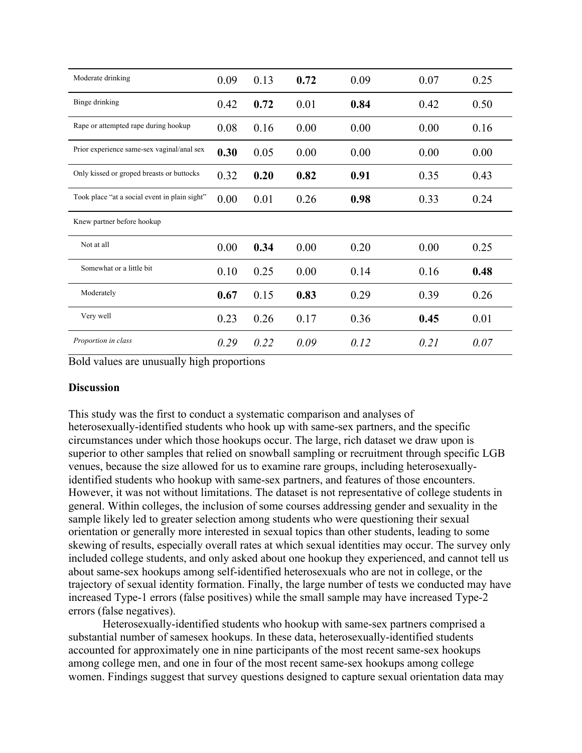| | | | | | | |
|---|---|---|---|---|---|---|
| Moderate drinking | 0.09 | 0.13 | **0.72** | 0.09 | 0.07 | 0.25 |
| Binge drinking | 0.42 | **0.72** | 0.01 | **0.84** | 0.42 | 0.50 |
| Rape or attempted rape during hookup | 0.08 | 0.16 | 0.00 | 0.00 | 0.00 | 0.16 |
| Prior experience same-sex vaginal/anal sex | **0.30** | 0.05 | 0.00 | 0.00 | 0.00 | 0.00 |
| Only kissed or groped breasts or buttocks | 0.32 | **0.20** | **0.82** | **0.91** | 0.35 | 0.43 |
| Took place "at a social event in plain sight" | 0.00 | 0.01 | 0.26 | **0.98** | 0.33 | 0.24 |
| Knew partner before hookup | | | | | | |
| Not at all | 0.00 | **0.34** | 0.00 | 0.20 | 0.00 | 0.25 |
| Somewhat or a little bit | 0.10 | 0.25 | 0.00 | 0.14 | 0.16 | **0.48** |
| Moderately | **0.67** | 0.15 | **0.83** | 0.29 | 0.39 | 0.26 |
| Very well | 0.23 | 0.26 | 0.17 | 0.36 | **0.45** | 0.01 |
| *Proportion in class* | *0.29* | *0.22* | *0.09* | *0.12* | *0.21* | *0.07* |

Bold values are unusually high proportions

**Discussion**

This study was the first to conduct a systematic comparison and analyses of heterosexually-identified students who hook up with same-sex partners, and the specific circumstances under which those hookups occur. The large, rich dataset we draw upon is superior to other samples that relied on snowball sampling or recruitment through specific LGB venues, because the size allowed for us to examine rare groups, including heterosexually-identified students who hookup with same-sex partners, and features of those encounters. However, it was not without limitations. The dataset is not representative of college students in general. Within colleges, the inclusion of some courses addressing gender and sexuality in the sample likely led to greater selection among students who were questioning their sexual orientation or generally more interested in sexual topics than other students, leading to some skewing of results, especially overall rates at which sexual identities may occur. The survey only included college students, and only asked about one hookup they experienced, and cannot tell us about same-sex hookups among self-identified heterosexuals who are not in college, or the trajectory of sexual identity formation. Finally, the large number of tests we conducted may have increased Type-1 errors (false positives) while the small sample may have increased Type-2 errors (false negatives).

Heterosexually-identified students who hookup with same-sex partners comprised a substantial number of samesex hookups. In these data, heterosexually-identified students accounted for approximately one in nine participants of the most recent same-sex hookups among college men, and one in four of the most recent same-sex hookups among college women. Findings suggest that survey questions designed to capture sexual orientation data may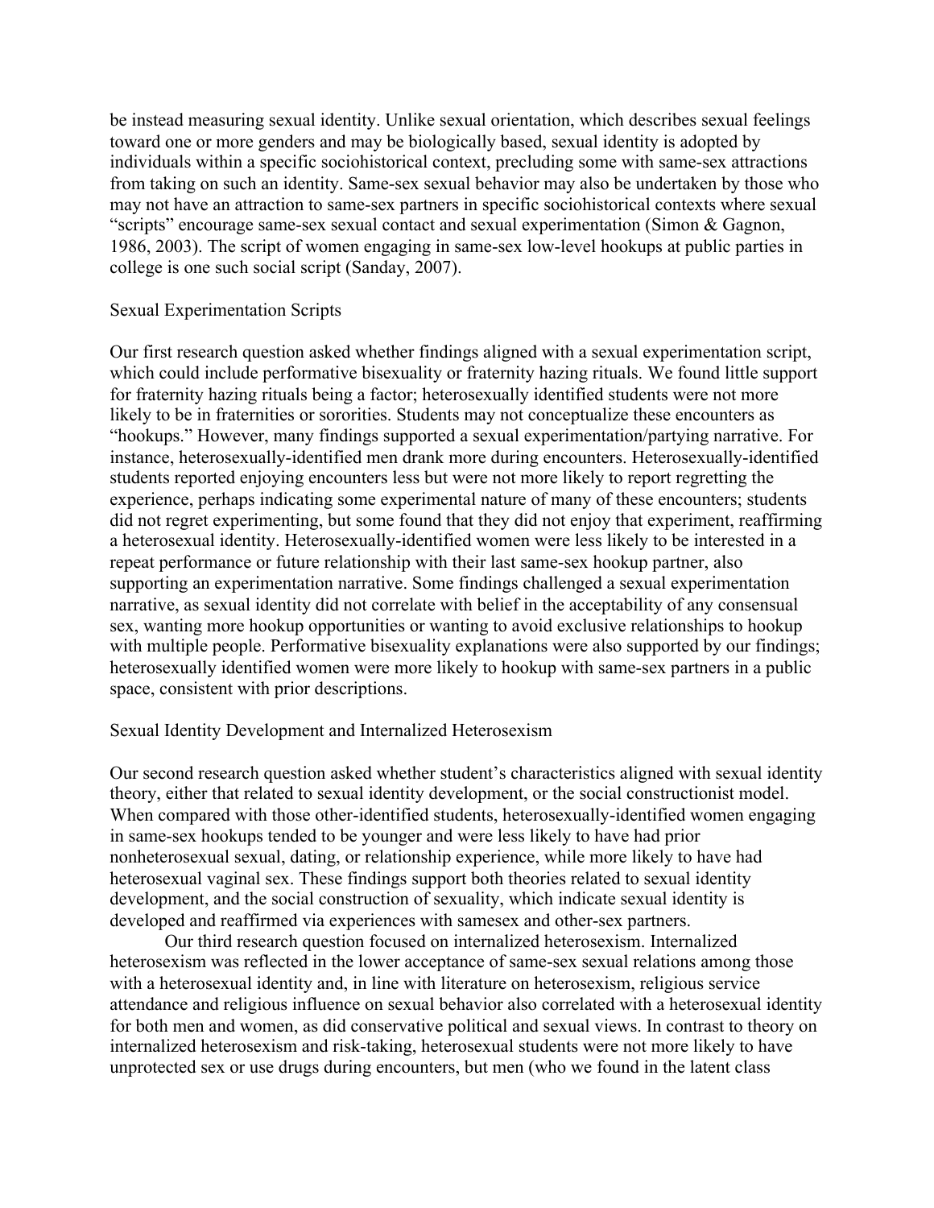be instead measuring sexual identity. Unlike sexual orientation, which describes sexual feelings toward one or more genders and may be biologically based, sexual identity is adopted by individuals within a specific sociohistorical context, precluding some with same-sex attractions from taking on such an identity. Same-sex sexual behavior may also be undertaken by those who may not have an attraction to same-sex partners in specific sociohistorical contexts where sexual "scripts" encourage same-sex sexual contact and sexual experimentation (Simon & Gagnon, 1986, 2003). The script of women engaging in same-sex low-level hookups at public parties in college is one such social script (Sanday, 2007).

## Sexual Experimentation Scripts

Our first research question asked whether findings aligned with a sexual experimentation script, which could include performative bisexuality or fraternity hazing rituals. We found little support for fraternity hazing rituals being a factor; heterosexually identified students were not more likely to be in fraternities or sororities. Students may not conceptualize these encounters as "hookups." However, many findings supported a sexual experimentation/partying narrative. For instance, heterosexually-identified men drank more during encounters. Heterosexually-identified students reported enjoying encounters less but were not more likely to report regretting the experience, perhaps indicating some experimental nature of many of these encounters; students did not regret experimenting, but some found that they did not enjoy that experiment, reaffirming a heterosexual identity. Heterosexually-identified women were less likely to be interested in a repeat performance or future relationship with their last same-sex hookup partner, also supporting an experimentation narrative. Some findings challenged a sexual experimentation narrative, as sexual identity did not correlate with belief in the acceptability of any consensual sex, wanting more hookup opportunities or wanting to avoid exclusive relationships to hookup with multiple people. Performative bisexuality explanations were also supported by our findings; heterosexually identified women were more likely to hookup with same-sex partners in a public space, consistent with prior descriptions.

## Sexual Identity Development and Internalized Heterosexism

Our second research question asked whether student's characteristics aligned with sexual identity theory, either that related to sexual identity development, or the social constructionist model. When compared with those other-identified students, heterosexually-identified women engaging in same-sex hookups tended to be younger and were less likely to have had prior nonheterosexual sexual, dating, or relationship experience, while more likely to have had heterosexual vaginal sex. These findings support both theories related to sexual identity development, and the social construction of sexuality, which indicate sexual identity is developed and reaffirmed via experiences with samesex and other-sex partners.

Our third research question focused on internalized heterosexism. Internalized heterosexism was reflected in the lower acceptance of same-sex sexual relations among those with a heterosexual identity and, in line with literature on heterosexism, religious service attendance and religious influence on sexual behavior also correlated with a heterosexual identity for both men and women, as did conservative political and sexual views. In contrast to theory on internalized heterosexism and risk-taking, heterosexual students were not more likely to have unprotected sex or use drugs during encounters, but men (who we found in the latent class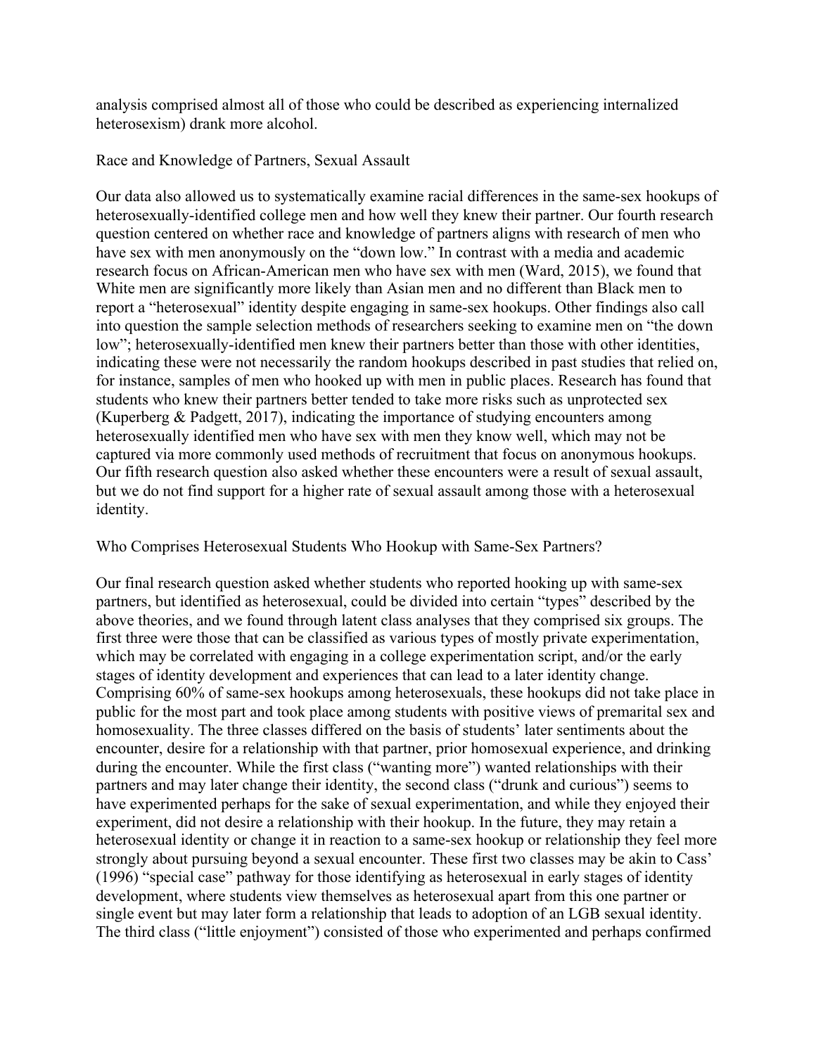analysis comprised almost all of those who could be described as experiencing internalized heterosexism) drank more alcohol.

### Race and Knowledge of Partners, Sexual Assault

Our data also allowed us to systematically examine racial differences in the same-sex hookups of heterosexually-identified college men and how well they knew their partner. Our fourth research question centered on whether race and knowledge of partners aligns with research of men who have sex with men anonymously on the "down low." In contrast with a media and academic research focus on African-American men who have sex with men (Ward, 2015), we found that White men are significantly more likely than Asian men and no different than Black men to report a "heterosexual" identity despite engaging in same-sex hookups. Other findings also call into question the sample selection methods of researchers seeking to examine men on "the down low"; heterosexually-identified men knew their partners better than those with other identities, indicating these were not necessarily the random hookups described in past studies that relied on, for instance, samples of men who hooked up with men in public places. Research has found that students who knew their partners better tended to take more risks such as unprotected sex (Kuperberg & Padgett, 2017), indicating the importance of studying encounters among heterosexually identified men who have sex with men they know well, which may not be captured via more commonly used methods of recruitment that focus on anonymous hookups. Our fifth research question also asked whether these encounters were a result of sexual assault, but we do not find support for a higher rate of sexual assault among those with a heterosexual identity.

### Who Comprises Heterosexual Students Who Hookup with Same-Sex Partners?

Our final research question asked whether students who reported hooking up with same-sex partners, but identified as heterosexual, could be divided into certain "types" described by the above theories, and we found through latent class analyses that they comprised six groups. The first three were those that can be classified as various types of mostly private experimentation, which may be correlated with engaging in a college experimentation script, and/or the early stages of identity development and experiences that can lead to a later identity change. Comprising 60% of same-sex hookups among heterosexuals, these hookups did not take place in public for the most part and took place among students with positive views of premarital sex and homosexuality. The three classes differed on the basis of students' later sentiments about the encounter, desire for a relationship with that partner, prior homosexual experience, and drinking during the encounter. While the first class ("wanting more") wanted relationships with their partners and may later change their identity, the second class ("drunk and curious") seems to have experimented perhaps for the sake of sexual experimentation, and while they enjoyed their experiment, did not desire a relationship with their hookup. In the future, they may retain a heterosexual identity or change it in reaction to a same-sex hookup or relationship they feel more strongly about pursuing beyond a sexual encounter. These first two classes may be akin to Cass' (1996) "special case" pathway for those identifying as heterosexual in early stages of identity development, where students view themselves as heterosexual apart from this one partner or single event but may later form a relationship that leads to adoption of an LGB sexual identity. The third class ("little enjoyment") consisted of those who experimented and perhaps confirmed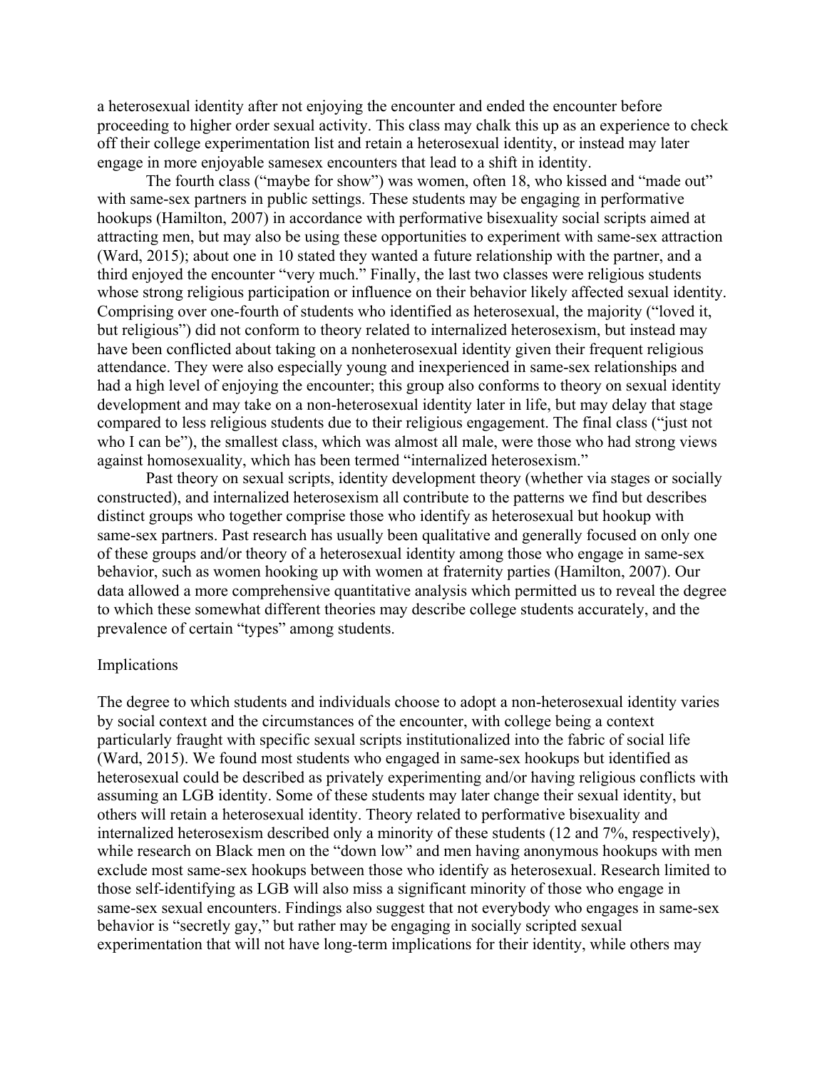a heterosexual identity after not enjoying the encounter and ended the encounter before proceeding to higher order sexual activity. This class may chalk this up as an experience to check off their college experimentation list and retain a heterosexual identity, or instead may later engage in more enjoyable samesex encounters that lead to a shift in identity.

The fourth class ("maybe for show") was women, often 18, who kissed and "made out" with same-sex partners in public settings. These students may be engaging in performative hookups (Hamilton, 2007) in accordance with performative bisexuality social scripts aimed at attracting men, but may also be using these opportunities to experiment with same-sex attraction (Ward, 2015); about one in 10 stated they wanted a future relationship with the partner, and a third enjoyed the encounter "very much." Finally, the last two classes were religious students whose strong religious participation or influence on their behavior likely affected sexual identity. Comprising over one-fourth of students who identified as heterosexual, the majority ("loved it, but religious") did not conform to theory related to internalized heterosexism, but instead may have been conflicted about taking on a nonheterosexual identity given their frequent religious attendance. They were also especially young and inexperienced in same-sex relationships and had a high level of enjoying the encounter; this group also conforms to theory on sexual identity development and may take on a non-heterosexual identity later in life, but may delay that stage compared to less religious students due to their religious engagement. The final class ("just not who I can be"), the smallest class, which was almost all male, were those who had strong views against homosexuality, which has been termed "internalized heterosexism."

Past theory on sexual scripts, identity development theory (whether via stages or socially constructed), and internalized heterosexism all contribute to the patterns we find but describes distinct groups who together comprise those who identify as heterosexual but hookup with same-sex partners. Past research has usually been qualitative and generally focused on only one of these groups and/or theory of a heterosexual identity among those who engage in same-sex behavior, such as women hooking up with women at fraternity parties (Hamilton, 2007). Our data allowed a more comprehensive quantitative analysis which permitted us to reveal the degree to which these somewhat different theories may describe college students accurately, and the prevalence of certain "types" among students.

## Implications

The degree to which students and individuals choose to adopt a non-heterosexual identity varies by social context and the circumstances of the encounter, with college being a context particularly fraught with specific sexual scripts institutionalized into the fabric of social life (Ward, 2015). We found most students who engaged in same-sex hookups but identified as heterosexual could be described as privately experimenting and/or having religious conflicts with assuming an LGB identity. Some of these students may later change their sexual identity, but others will retain a heterosexual identity. Theory related to performative bisexuality and internalized heterosexism described only a minority of these students (12 and 7%, respectively), while research on Black men on the "down low" and men having anonymous hookups with men exclude most same-sex hookups between those who identify as heterosexual. Research limited to those self-identifying as LGB will also miss a significant minority of those who engage in same-sex sexual encounters. Findings also suggest that not everybody who engages in same-sex behavior is "secretly gay," but rather may be engaging in socially scripted sexual experimentation that will not have long-term implications for their identity, while others may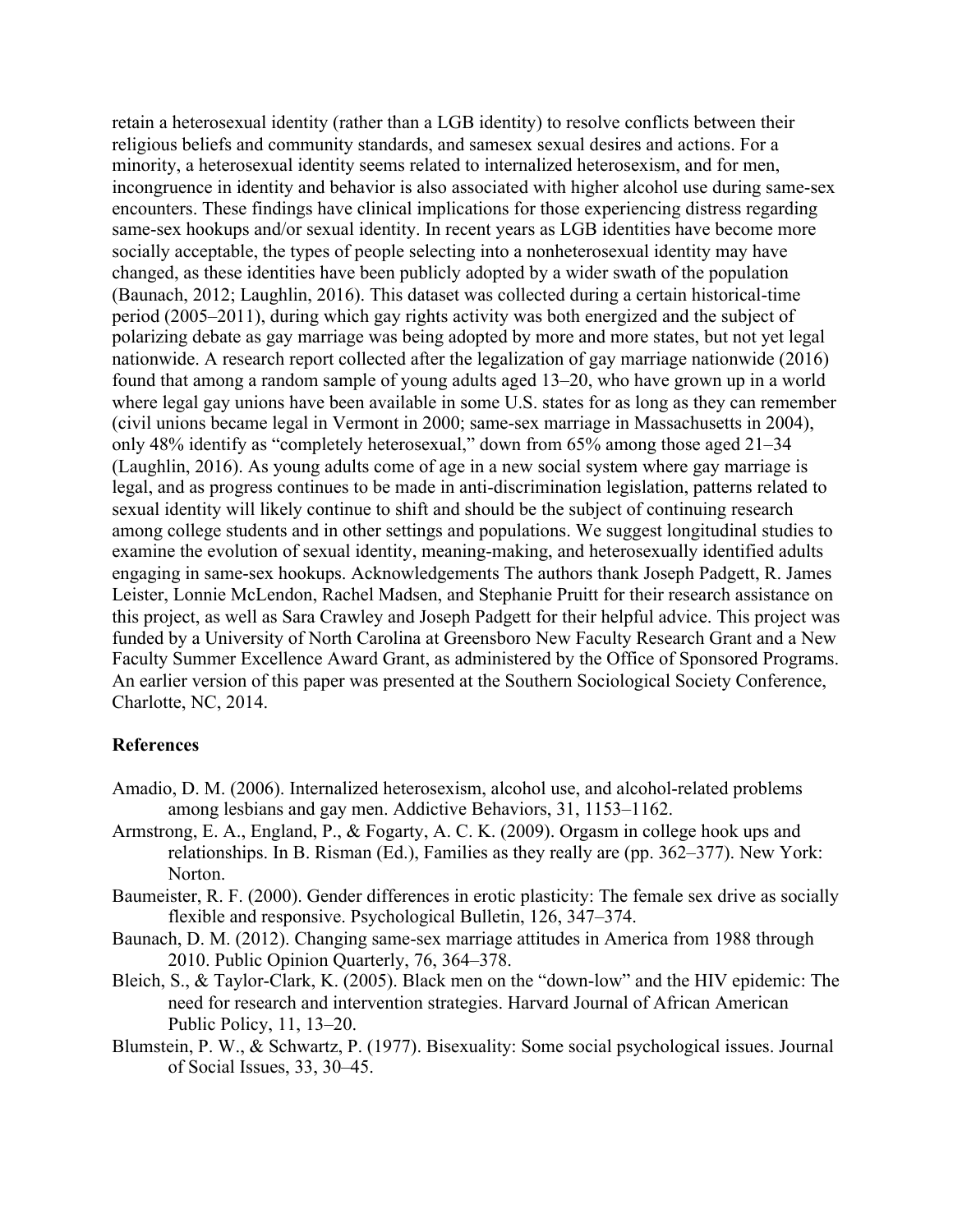retain a heterosexual identity (rather than a LGB identity) to resolve conflicts between their religious beliefs and community standards, and samesex sexual desires and actions. For a minority, a heterosexual identity seems related to internalized heterosexism, and for men, incongruence in identity and behavior is also associated with higher alcohol use during same-sex encounters. These findings have clinical implications for those experiencing distress regarding same-sex hookups and/or sexual identity. In recent years as LGB identities have become more socially acceptable, the types of people selecting into a nonheterosexual identity may have changed, as these identities have been publicly adopted by a wider swath of the population (Baunach, 2012; Laughlin, 2016). This dataset was collected during a certain historical-time period (2005–2011), during which gay rights activity was both energized and the subject of polarizing debate as gay marriage was being adopted by more and more states, but not yet legal nationwide. A research report collected after the legalization of gay marriage nationwide (2016) found that among a random sample of young adults aged 13–20, who have grown up in a world where legal gay unions have been available in some U.S. states for as long as they can remember (civil unions became legal in Vermont in 2000; same-sex marriage in Massachusetts in 2004), only 48% identify as "completely heterosexual," down from 65% among those aged 21–34 (Laughlin, 2016). As young adults come of age in a new social system where gay marriage is legal, and as progress continues to be made in anti-discrimination legislation, patterns related to sexual identity will likely continue to shift and should be the subject of continuing research among college students and in other settings and populations. We suggest longitudinal studies to examine the evolution of sexual identity, meaning-making, and heterosexually identified adults engaging in same-sex hookups. Acknowledgements The authors thank Joseph Padgett, R. James Leister, Lonnie McLendon, Rachel Madsen, and Stephanie Pruitt for their research assistance on this project, as well as Sara Crawley and Joseph Padgett for their helpful advice. This project was funded by a University of North Carolina at Greensboro New Faculty Research Grant and a New Faculty Summer Excellence Award Grant, as administered by the Office of Sponsored Programs. An earlier version of this paper was presented at the Southern Sociological Society Conference, Charlotte, NC, 2014.

**References**

Amadio, D. M. (2006). Internalized heterosexism, alcohol use, and alcohol-related problems among lesbians and gay men. Addictive Behaviors, 31, 1153–1162.

Armstrong, E. A., England, P., & Fogarty, A. C. K. (2009). Orgasm in college hook ups and relationships. In B. Risman (Ed.), Families as they really are (pp. 362–377). New York: Norton.

Baumeister, R. F. (2000). Gender differences in erotic plasticity: The female sex drive as socially flexible and responsive. Psychological Bulletin, 126, 347–374.

Baunach, D. M. (2012). Changing same-sex marriage attitudes in America from 1988 through 2010. Public Opinion Quarterly, 76, 364–378.

Bleich, S., & Taylor-Clark, K. (2005). Black men on the "down-low" and the HIV epidemic: The need for research and intervention strategies. Harvard Journal of African American Public Policy, 11, 13–20.

Blumstein, P. W., & Schwartz, P. (1977). Bisexuality: Some social psychological issues. Journal of Social Issues, 33, 30–45.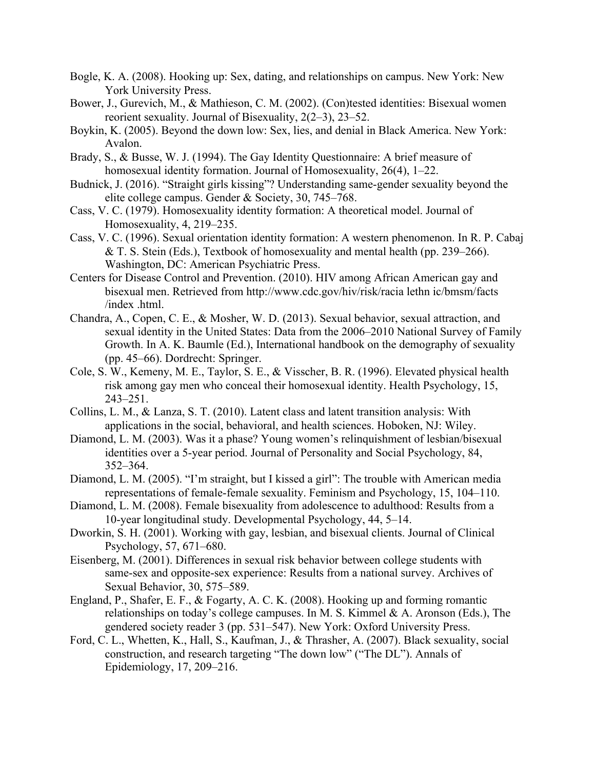Bogle, K. A. (2008). Hooking up: Sex, dating, and relationships on campus. New York: New York University Press.

Bower, J., Gurevich, M., & Mathieson, C. M. (2002). (Con)tested identities: Bisexual women reorient sexuality. Journal of Bisexuality, 2(2–3), 23–52.

Boykin, K. (2005). Beyond the down low: Sex, lies, and denial in Black America. New York: Avalon.

Brady, S., & Busse, W. J. (1994). The Gay Identity Questionnaire: A brief measure of homosexual identity formation. Journal of Homosexuality, 26(4), 1–22.

Budnick, J. (2016). "Straight girls kissing"? Understanding same-gender sexuality beyond the elite college campus. Gender & Society, 30, 745–768.

Cass, V. C. (1979). Homosexuality identity formation: A theoretical model. Journal of Homosexuality, 4, 219–235.

Cass, V. C. (1996). Sexual orientation identity formation: A western phenomenon. In R. P. Cabaj & T. S. Stein (Eds.), Textbook of homosexuality and mental health (pp. 239–266). Washington, DC: American Psychiatric Press.

Centers for Disease Control and Prevention. (2010). HIV among African American gay and bisexual men. Retrieved from http://www.cdc.gov/hiv/risk/racia lethn ic/bmsm/facts /index .html.

Chandra, A., Copen, C. E., & Mosher, W. D. (2013). Sexual behavior, sexual attraction, and sexual identity in the United States: Data from the 2006–2010 National Survey of Family Growth. In A. K. Baumle (Ed.), International handbook on the demography of sexuality (pp. 45–66). Dordrecht: Springer.

Cole, S. W., Kemeny, M. E., Taylor, S. E., & Visscher, B. R. (1996). Elevated physical health risk among gay men who conceal their homosexual identity. Health Psychology, 15, 243–251.

Collins, L. M., & Lanza, S. T. (2010). Latent class and latent transition analysis: With applications in the social, behavioral, and health sciences. Hoboken, NJ: Wiley.

Diamond, L. M. (2003). Was it a phase? Young women's relinquishment of lesbian/bisexual identities over a 5-year period. Journal of Personality and Social Psychology, 84, 352–364.

Diamond, L. M. (2005). "I'm straight, but I kissed a girl": The trouble with American media representations of female-female sexuality. Feminism and Psychology, 15, 104–110.

Diamond, L. M. (2008). Female bisexuality from adolescence to adulthood: Results from a 10-year longitudinal study. Developmental Psychology, 44, 5–14.

Dworkin, S. H. (2001). Working with gay, lesbian, and bisexual clients. Journal of Clinical Psychology, 57, 671–680.

Eisenberg, M. (2001). Differences in sexual risk behavior between college students with same-sex and opposite-sex experience: Results from a national survey. Archives of Sexual Behavior, 30, 575–589.

England, P., Shafer, E. F., & Fogarty, A. C. K. (2008). Hooking up and forming romantic relationships on today's college campuses. In M. S. Kimmel & A. Aronson (Eds.), The gendered society reader 3 (pp. 531–547). New York: Oxford University Press.

Ford, C. L., Whetten, K., Hall, S., Kaufman, J., & Thrasher, A. (2007). Black sexuality, social construction, and research targeting "The down low" ("The DL"). Annals of Epidemiology, 17, 209–216.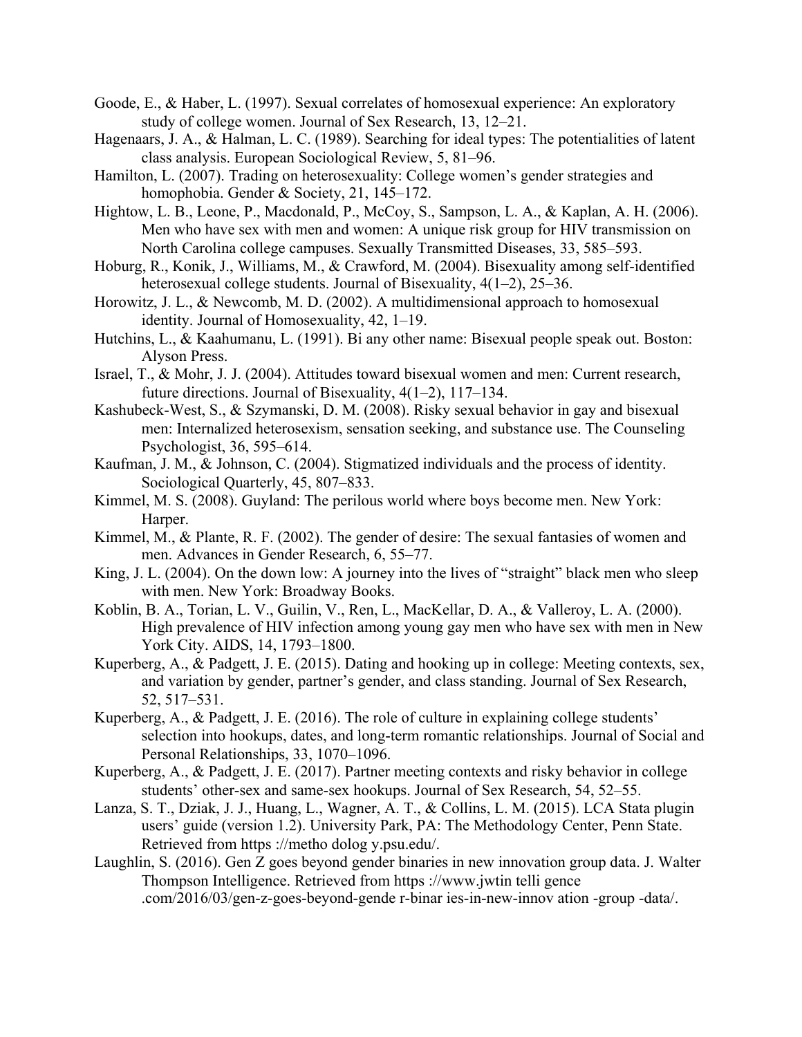Goode, E., & Haber, L. (1997). Sexual correlates of homosexual experience: An exploratory study of college women. Journal of Sex Research, 13, 12–21.

Hagenaars, J. A., & Halman, L. C. (1989). Searching for ideal types: The potentialities of latent class analysis. European Sociological Review, 5, 81–96.

Hamilton, L. (2007). Trading on heterosexuality: College women's gender strategies and homophobia. Gender & Society, 21, 145–172.

Hightow, L. B., Leone, P., Macdonald, P., McCoy, S., Sampson, L. A., & Kaplan, A. H. (2006). Men who have sex with men and women: A unique risk group for HIV transmission on North Carolina college campuses. Sexually Transmitted Diseases, 33, 585–593.

Hoburg, R., Konik, J., Williams, M., & Crawford, M. (2004). Bisexuality among self-identified heterosexual college students. Journal of Bisexuality, 4(1–2), 25–36.

Horowitz, J. L., & Newcomb, M. D. (2002). A multidimensional approach to homosexual identity. Journal of Homosexuality, 42, 1–19.

Hutchins, L., & Kaahumanu, L. (1991). Bi any other name: Bisexual people speak out. Boston: Alyson Press.

Israel, T., & Mohr, J. J. (2004). Attitudes toward bisexual women and men: Current research, future directions. Journal of Bisexuality, 4(1–2), 117–134.

Kashubeck-West, S., & Szymanski, D. M. (2008). Risky sexual behavior in gay and bisexual men: Internalized heterosexism, sensation seeking, and substance use. The Counseling Psychologist, 36, 595–614.

Kaufman, J. M., & Johnson, C. (2004). Stigmatized individuals and the process of identity. Sociological Quarterly, 45, 807–833.

Kimmel, M. S. (2008). Guyland: The perilous world where boys become men. New York: Harper.

Kimmel, M., & Plante, R. F. (2002). The gender of desire: The sexual fantasies of women and men. Advances in Gender Research, 6, 55–77.

King, J. L. (2004). On the down low: A journey into the lives of "straight" black men who sleep with men. New York: Broadway Books.

Koblin, B. A., Torian, L. V., Guilin, V., Ren, L., MacKellar, D. A., & Valleroy, L. A. (2000). High prevalence of HIV infection among young gay men who have sex with men in New York City. AIDS, 14, 1793–1800.

Kuperberg, A., & Padgett, J. E. (2015). Dating and hooking up in college: Meeting contexts, sex, and variation by gender, partner's gender, and class standing. Journal of Sex Research, 52, 517–531.

Kuperberg, A., & Padgett, J. E. (2016). The role of culture in explaining college students' selection into hookups, dates, and long-term romantic relationships. Journal of Social and Personal Relationships, 33, 1070–1096.

Kuperberg, A., & Padgett, J. E. (2017). Partner meeting contexts and risky behavior in college students' other-sex and same-sex hookups. Journal of Sex Research, 54, 52–55.

Lanza, S. T., Dziak, J. J., Huang, L., Wagner, A. T., & Collins, L. M. (2015). LCA Stata plugin users' guide (version 1.2). University Park, PA: The Methodology Center, Penn State. Retrieved from https ://metho dolog y.psu.edu/.

Laughlin, S. (2016). Gen Z goes beyond gender binaries in new innovation group data. J. Walter Thompson Intelligence. Retrieved from https ://www.jwtin telli gence .com/2016/03/gen-z-goes-beyond-gende r-binar ies-in-new-innov ation -group -data/.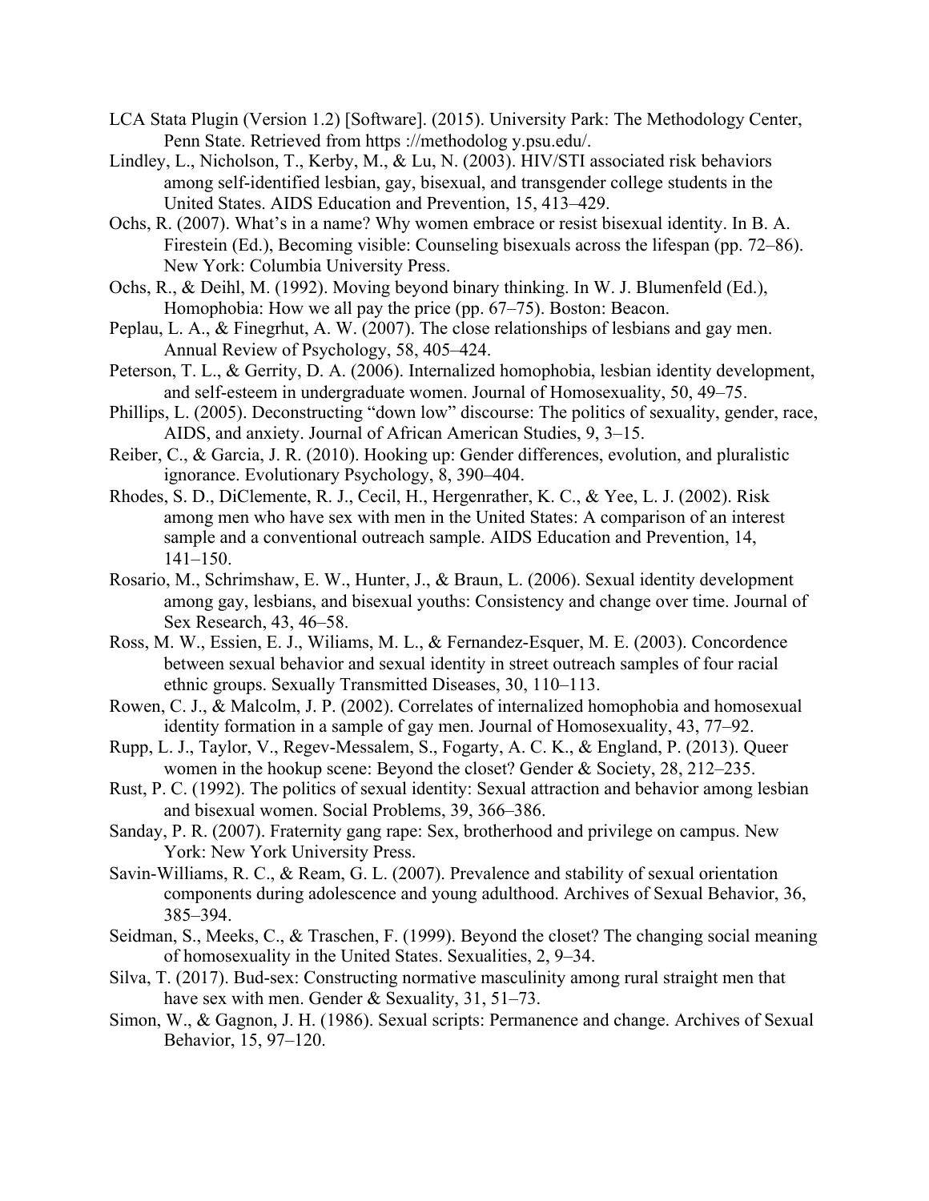LCA Stata Plugin (Version 1.2) [Software]. (2015). University Park: The Methodology Center, Penn State. Retrieved from https ://methodolog y.psu.edu/.

Lindley, L., Nicholson, T., Kerby, M., & Lu, N. (2003). HIV/STI associated risk behaviors among self-identified lesbian, gay, bisexual, and transgender college students in the United States. AIDS Education and Prevention, 15, 413–429.

Ochs, R. (2007). What's in a name? Why women embrace or resist bisexual identity. In B. A. Firestein (Ed.), Becoming visible: Counseling bisexuals across the lifespan (pp. 72–86). New York: Columbia University Press.

Ochs, R., & Deihl, M. (1992). Moving beyond binary thinking. In W. J. Blumenfeld (Ed.), Homophobia: How we all pay the price (pp. 67–75). Boston: Beacon.

Peplau, L. A., & Finegrhut, A. W. (2007). The close relationships of lesbians and gay men. Annual Review of Psychology, 58, 405–424.

Peterson, T. L., & Gerrity, D. A. (2006). Internalized homophobia, lesbian identity development, and self-esteem in undergraduate women. Journal of Homosexuality, 50, 49–75.

Phillips, L. (2005). Deconstructing "down low" discourse: The politics of sexuality, gender, race, AIDS, and anxiety. Journal of African American Studies, 9, 3–15.

Reiber, C., & Garcia, J. R. (2010). Hooking up: Gender differences, evolution, and pluralistic ignorance. Evolutionary Psychology, 8, 390–404.

Rhodes, S. D., DiClemente, R. J., Cecil, H., Hergenrather, K. C., & Yee, L. J. (2002). Risk among men who have sex with men in the United States: A comparison of an interest sample and a conventional outreach sample. AIDS Education and Prevention, 14, 141–150.

Rosario, M., Schrimshaw, E. W., Hunter, J., & Braun, L. (2006). Sexual identity development among gay, lesbians, and bisexual youths: Consistency and change over time. Journal of Sex Research, 43, 46–58.

Ross, M. W., Essien, E. J., Wiliams, M. L., & Fernandez-Esquer, M. E. (2003). Concordence between sexual behavior and sexual identity in street outreach samples of four racial ethnic groups. Sexually Transmitted Diseases, 30, 110–113.

Rowen, C. J., & Malcolm, J. P. (2002). Correlates of internalized homophobia and homosexual identity formation in a sample of gay men. Journal of Homosexuality, 43, 77–92.

Rupp, L. J., Taylor, V., Regev-Messalem, S., Fogarty, A. C. K., & England, P. (2013). Queer women in the hookup scene: Beyond the closet? Gender & Society, 28, 212–235.

Rust, P. C. (1992). The politics of sexual identity: Sexual attraction and behavior among lesbian and bisexual women. Social Problems, 39, 366–386.

Sanday, P. R. (2007). Fraternity gang rape: Sex, brotherhood and privilege on campus. New York: New York University Press.

Savin-Williams, R. C., & Ream, G. L. (2007). Prevalence and stability of sexual orientation components during adolescence and young adulthood. Archives of Sexual Behavior, 36, 385–394.

Seidman, S., Meeks, C., & Traschen, F. (1999). Beyond the closet? The changing social meaning of homosexuality in the United States. Sexualities, 2, 9–34.

Silva, T. (2017). Bud-sex: Constructing normative masculinity among rural straight men that have sex with men. Gender & Sexuality, 31, 51–73.

Simon, W., & Gagnon, J. H. (1986). Sexual scripts: Permanence and change. Archives of Sexual Behavior, 15, 97–120.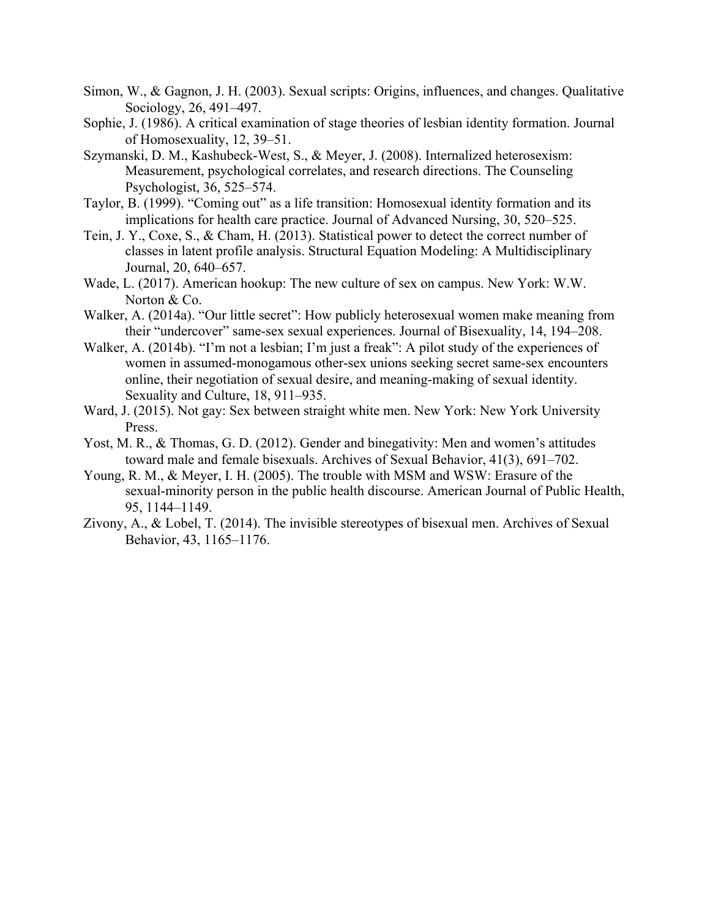Simon, W., & Gagnon, J. H. (2003). Sexual scripts: Origins, influences, and changes. Qualitative Sociology, 26, 491–497.

Sophie, J. (1986). A critical examination of stage theories of lesbian identity formation. Journal of Homosexuality, 12, 39–51.

Szymanski, D. M., Kashubeck-West, S., & Meyer, J. (2008). Internalized heterosexism: Measurement, psychological correlates, and research directions. The Counseling Psychologist, 36, 525–574.

Taylor, B. (1999). "Coming out" as a life transition: Homosexual identity formation and its implications for health care practice. Journal of Advanced Nursing, 30, 520–525.

Tein, J. Y., Coxe, S., & Cham, H. (2013). Statistical power to detect the correct number of classes in latent profile analysis. Structural Equation Modeling: A Multidisciplinary Journal, 20, 640–657.

Wade, L. (2017). American hookup: The new culture of sex on campus. New York: W.W. Norton & Co.

Walker, A. (2014a). "Our little secret": How publicly heterosexual women make meaning from their "undercover" same-sex sexual experiences. Journal of Bisexuality, 14, 194–208.

Walker, A. (2014b). "I'm not a lesbian; I'm just a freak": A pilot study of the experiences of women in assumed-monogamous other-sex unions seeking secret same-sex encounters online, their negotiation of sexual desire, and meaning-making of sexual identity. Sexuality and Culture, 18, 911–935.

Ward, J. (2015). Not gay: Sex between straight white men. New York: New York University Press.

Yost, M. R., & Thomas, G. D. (2012). Gender and binegativity: Men and women's attitudes toward male and female bisexuals. Archives of Sexual Behavior, 41(3), 691–702.

Young, R. M., & Meyer, I. H. (2005). The trouble with MSM and WSW: Erasure of the sexual-minority person in the public health discourse. American Journal of Public Health, 95, 1144–1149.

Zivony, A., & Lobel, T. (2014). The invisible stereotypes of bisexual men. Archives of Sexual Behavior, 43, 1165–1176.